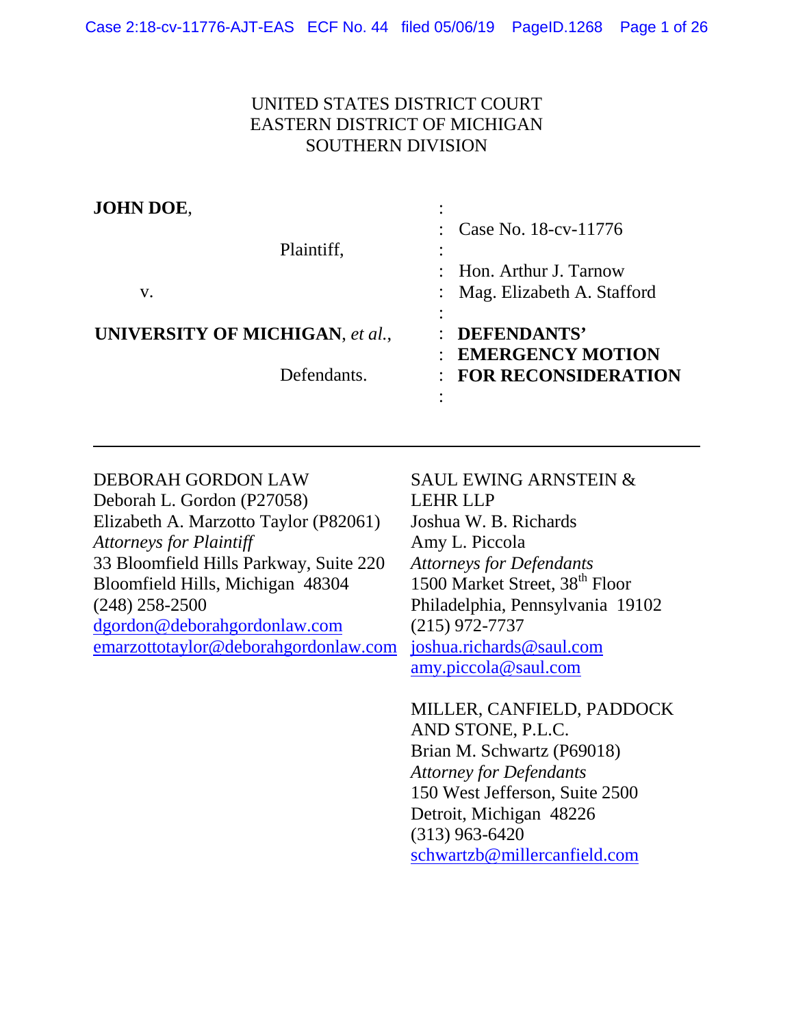UNITED STATES DISTRICT COURT
EASTERN DISTRICT OF MICHIGAN
SOUTHERN DIVISION

| | |
|---|---|
| **JOHN DOE**, | : |
| | : Case No. 18-cv-11776 |
| Plaintiff, | : |
| | : Hon. Arthur J. Tarnow |
| v. | : Mag. Elizabeth A. Stafford |
| | : |
| **UNIVERSITY OF MICHIGAN**, *et al.*, | : **DEFENDANTS'** |
| | : **EMERGENCY MOTION** |
| Defendants. | : **FOR RECONSIDERATION** |
| | : |

---

DEBORAH GORDON LAW
Deborah L. Gordon (P27058)
Elizabeth A. Marzotto Taylor (P82061)
*Attorneys for Plaintiff*
33 Bloomfield Hills Parkway, Suite 220
Bloomfield Hills, Michigan 48304
(248) 258-2500
dgordon@deborahgordonlaw.com
emarzottotaylor@deborahgordonlaw.com

SAUL EWING ARNSTEIN & LEHR LLP
Joshua W. B. Richards
Amy L. Piccola
*Attorneys for Defendants*
1500 Market Street, 38th Floor
Philadelphia, Pennsylvania 19102
(215) 972-7737
joshua.richards@saul.com
amy.piccola@saul.com

MILLER, CANFIELD, PADDOCK AND STONE, P.L.C.
Brian M. Schwartz (P69018)
*Attorney for Defendants*
150 West Jefferson, Suite 2500
Detroit, Michigan 48226
(313) 963-6420
schwartzb@millercanfield.com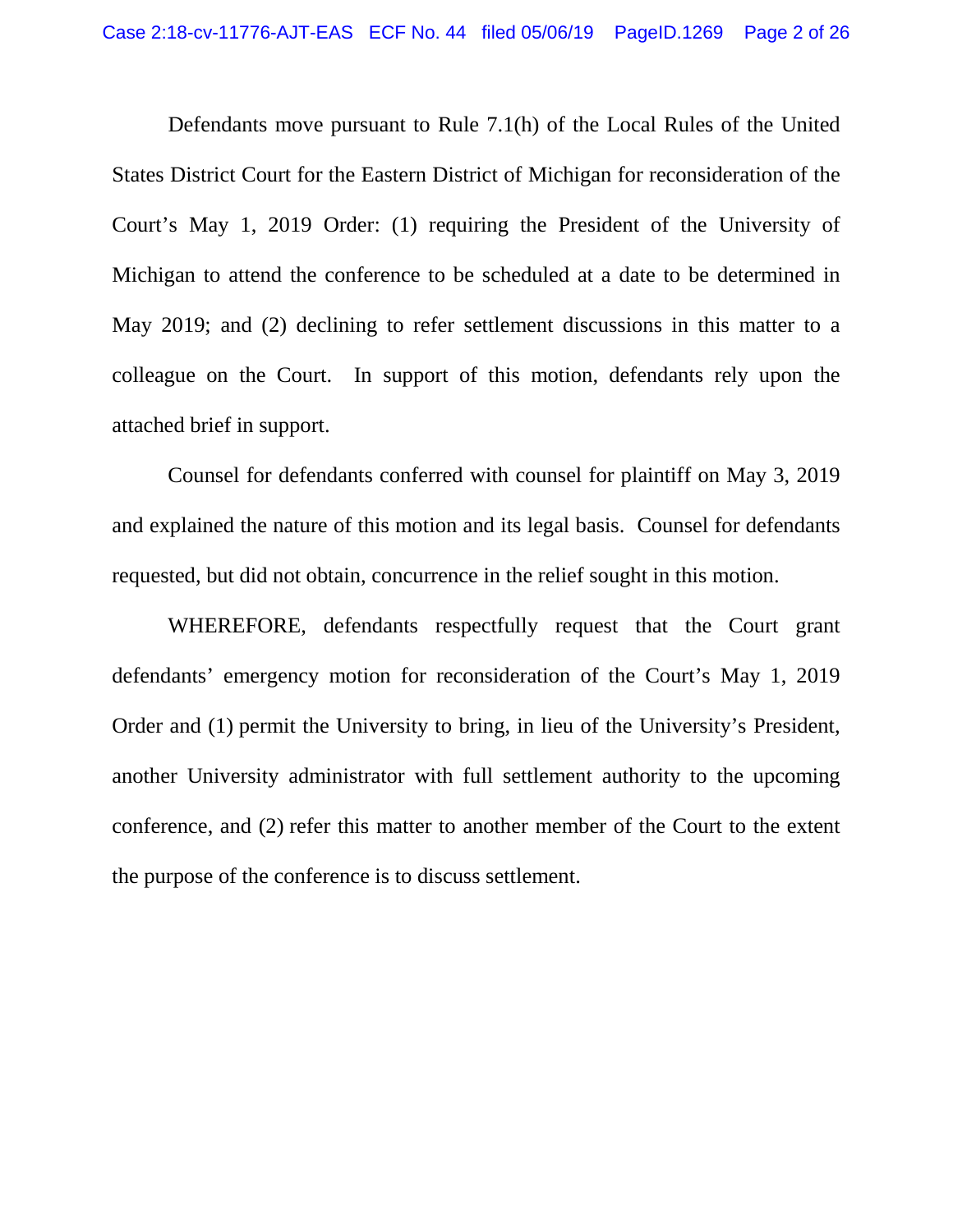Defendants move pursuant to Rule 7.1(h) of the Local Rules of the United States District Court for the Eastern District of Michigan for reconsideration of the Court's May 1, 2019 Order: (1) requiring the President of the University of Michigan to attend the conference to be scheduled at a date to be determined in May 2019; and (2) declining to refer settlement discussions in this matter to a colleague on the Court. In support of this motion, defendants rely upon the attached brief in support.

Counsel for defendants conferred with counsel for plaintiff on May 3, 2019 and explained the nature of this motion and its legal basis. Counsel for defendants requested, but did not obtain, concurrence in the relief sought in this motion.

WHEREFORE, defendants respectfully request that the Court grant defendants' emergency motion for reconsideration of the Court's May 1, 2019 Order and (1) permit the University to bring, in lieu of the University's President, another University administrator with full settlement authority to the upcoming conference, and (2) refer this matter to another member of the Court to the extent the purpose of the conference is to discuss settlement.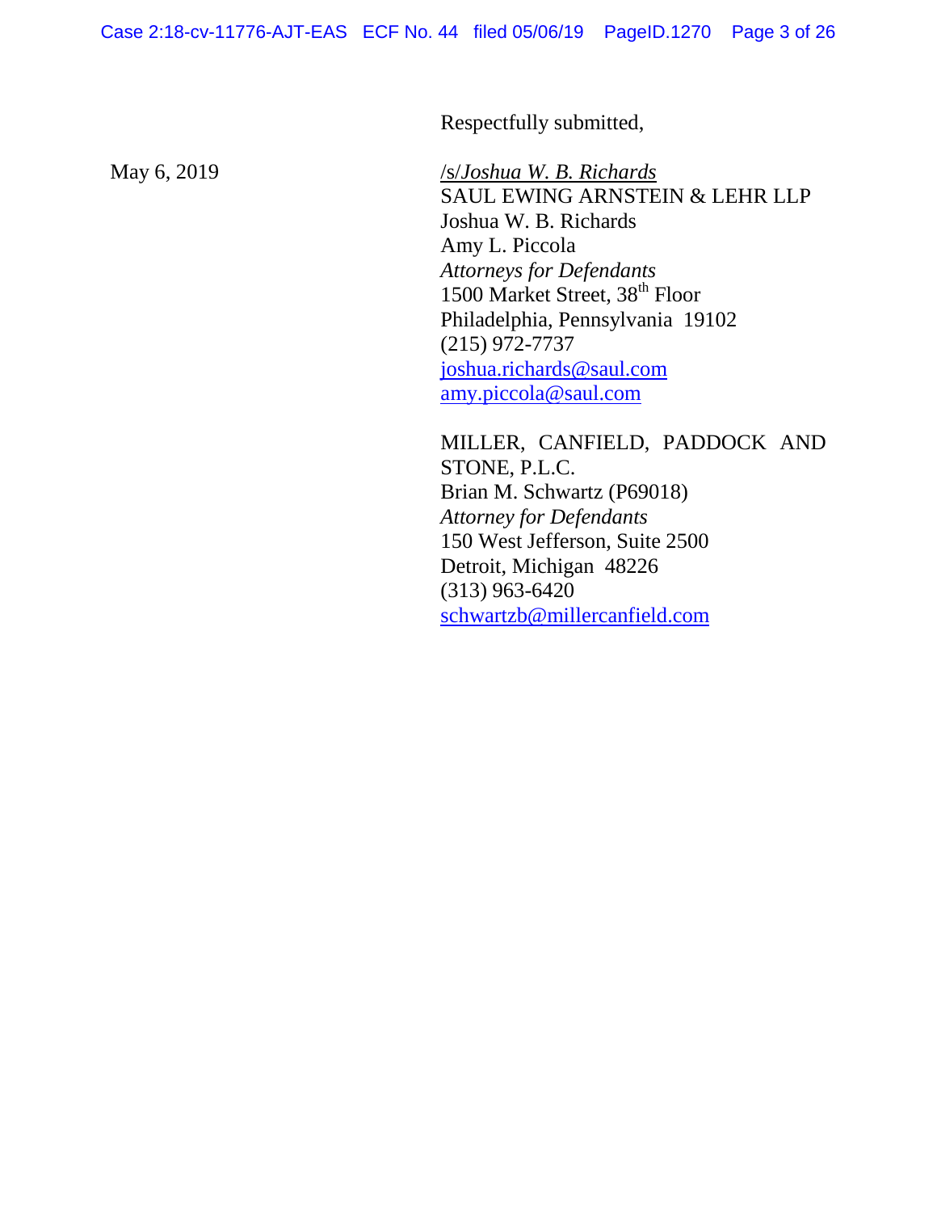Respectfully submitted,

May 6, 2019

/s/*Joshua W. B. Richards*
SAUL EWING ARNSTEIN & LEHR LLP
Joshua W. B. Richards
Amy L. Piccola
*Attorneys for Defendants*
1500 Market Street, 38th Floor
Philadelphia, Pennsylvania 19102
(215) 972-7737
joshua.richards@saul.com
amy.piccola@saul.com

MILLER, CANFIELD, PADDOCK AND STONE, P.L.C.
Brian M. Schwartz (P69018)
*Attorney for Defendants*
150 West Jefferson, Suite 2500
Detroit, Michigan 48226
(313) 963-6420
schwartzb@millercanfield.com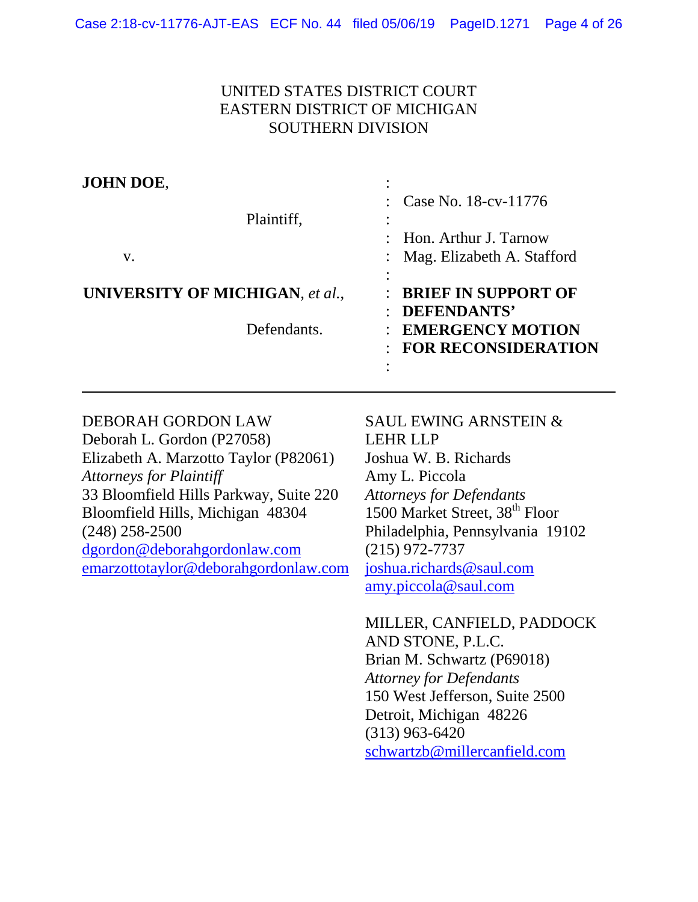UNITED STATES DISTRICT COURT
EASTERN DISTRICT OF MICHIGAN
SOUTHERN DIVISION

| | |
|---|---|
| **JOHN DOE**, | |
| Plaintiff, | Case No. 18-cv-11776 |
| v. | Hon. Arthur J. Tarnow |
| | Mag. Elizabeth A. Stafford |
| **UNIVERSITY OF MICHIGAN**, *et al.*, | **BRIEF IN SUPPORT OF DEFENDANTS' EMERGENCY MOTION FOR RECONSIDERATION** |
| Defendants. | |

---

DEBORAH GORDON LAW
Deborah L. Gordon (P27058)
Elizabeth A. Marzotto Taylor (P82061)
*Attorneys for Plaintiff*
33 Bloomfield Hills Parkway, Suite 220
Bloomfield Hills, Michigan 48304
(248) 258-2500
dgordon@deborahgordonlaw.com
emarzottotaylor@deborahgordonlaw.com

SAUL EWING ARNSTEIN & LEHR LLP
Joshua W. B. Richards
Amy L. Piccola
*Attorneys for Defendants*
1500 Market Street, 38th Floor
Philadelphia, Pennsylvania 19102
(215) 972-7737
joshua.richards@saul.com
amy.piccola@saul.com

MILLER, CANFIELD, PADDOCK AND STONE, P.L.C.
Brian M. Schwartz (P69018)
*Attorney for Defendants*
150 West Jefferson, Suite 2500
Detroit, Michigan 48226
(313) 963-6420
schwartzb@millercanfield.com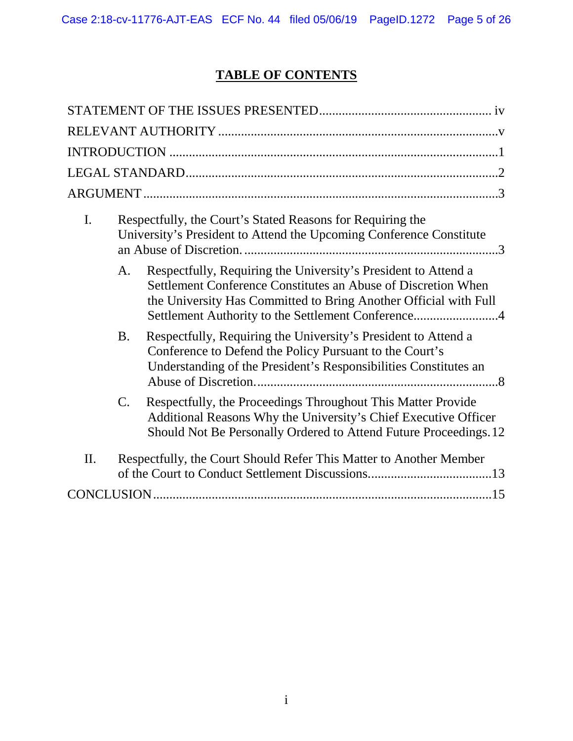# TABLE OF CONTENTS

STATEMENT OF THE ISSUES PRESENTED .................................................... iv

RELEVANT AUTHORITY .....................................................................................v

INTRODUCTION ....................................................................................................1

LEGAL STANDARD ...............................................................................................2

ARGUMENT ...........................................................................................................3

I. Respectfully, the Court's Stated Reasons for Requiring the University's President to Attend the Upcoming Conference Constitute an Abuse of Discretion. ..............................................................................3

   A. Respectfully, Requiring the University's President to Attend a Settlement Conference Constitutes an Abuse of Discretion When the University Has Committed to Bring Another Official with Full Settlement Authority to the Settlement Conference..........................4

   B. Respectfully, Requiring the University's President to Attend a Conference to Defend the Policy Pursuant to the Court's Understanding of the President's Responsibilities Constitutes an Abuse of Discretion. ..........................................................................8

   C. Respectfully, the Proceedings Throughout This Matter Provide Additional Reasons Why the University's Chief Executive Officer Should Not Be Personally Ordered to Attend Future Proceedings. 12

II. Respectfully, the Court Should Refer This Matter to Another Member of the Court to Conduct Settlement Discussions......................................13

CONCLUSION .......................................................................................................15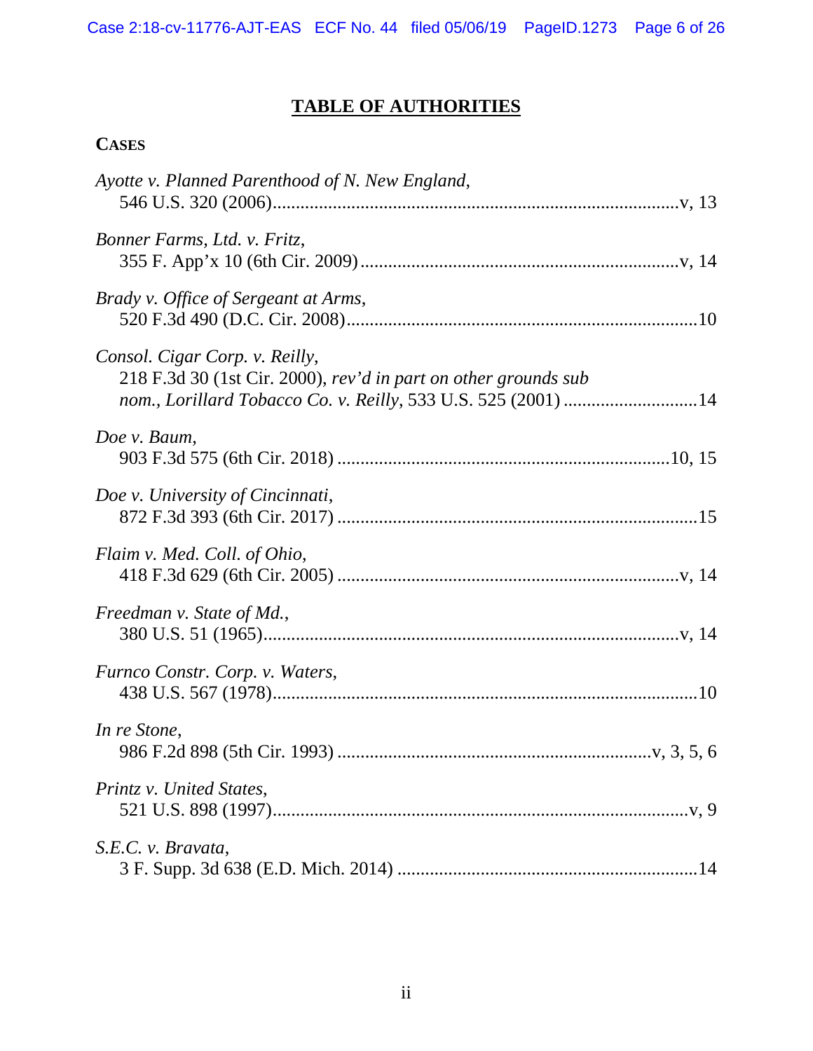## TABLE OF AUTHORITIES

### CASES

*Ayotte v. Planned Parenthood of N. New England*,
546 U.S. 320 (2006)........................................................................................v, 13

*Bonner Farms, Ltd. v. Fritz*,
355 F. App'x 10 (6th Cir. 2009).....................................................................v, 14

*Brady v. Office of Sergeant at Arms*,
520 F.3d 490 (D.C. Cir. 2008)...........................................................................10

*Consol. Cigar Corp. v. Reilly*,
218 F.3d 30 (1st Cir. 2000), *rev'd in part on other grounds sub nom., Lorillard Tobacco Co. v. Reilly*, 533 U.S. 525 (2001) .............................14

*Doe v. Baum*,
903 F.3d 575 (6th Cir. 2018) .......................................................................10, 15

*Doe v. University of Cincinnati*,
872 F.3d 393 (6th Cir. 2017) .............................................................................15

*Flaim v. Med. Coll. of Ohio*,
418 F.3d 629 (6th Cir. 2005) ..........................................................................v, 14

*Freedman v. State of Md.*,
380 U.S. 51 (1965)..........................................................................................v, 14

*Furnco Constr. Corp. v. Waters*,
438 U.S. 567 (1978)............................................................................................10

*In re Stone*,
986 F.2d 898 (5th Cir. 1993) ...................................................................v, 3, 5, 6

*Printz v. United States*,
521 U.S. 898 (1997)..........................................................................................v, 9

*S.E.C. v. Bravata*,
3 F. Supp. 3d 638 (E.D. Mich. 2014) .................................................................14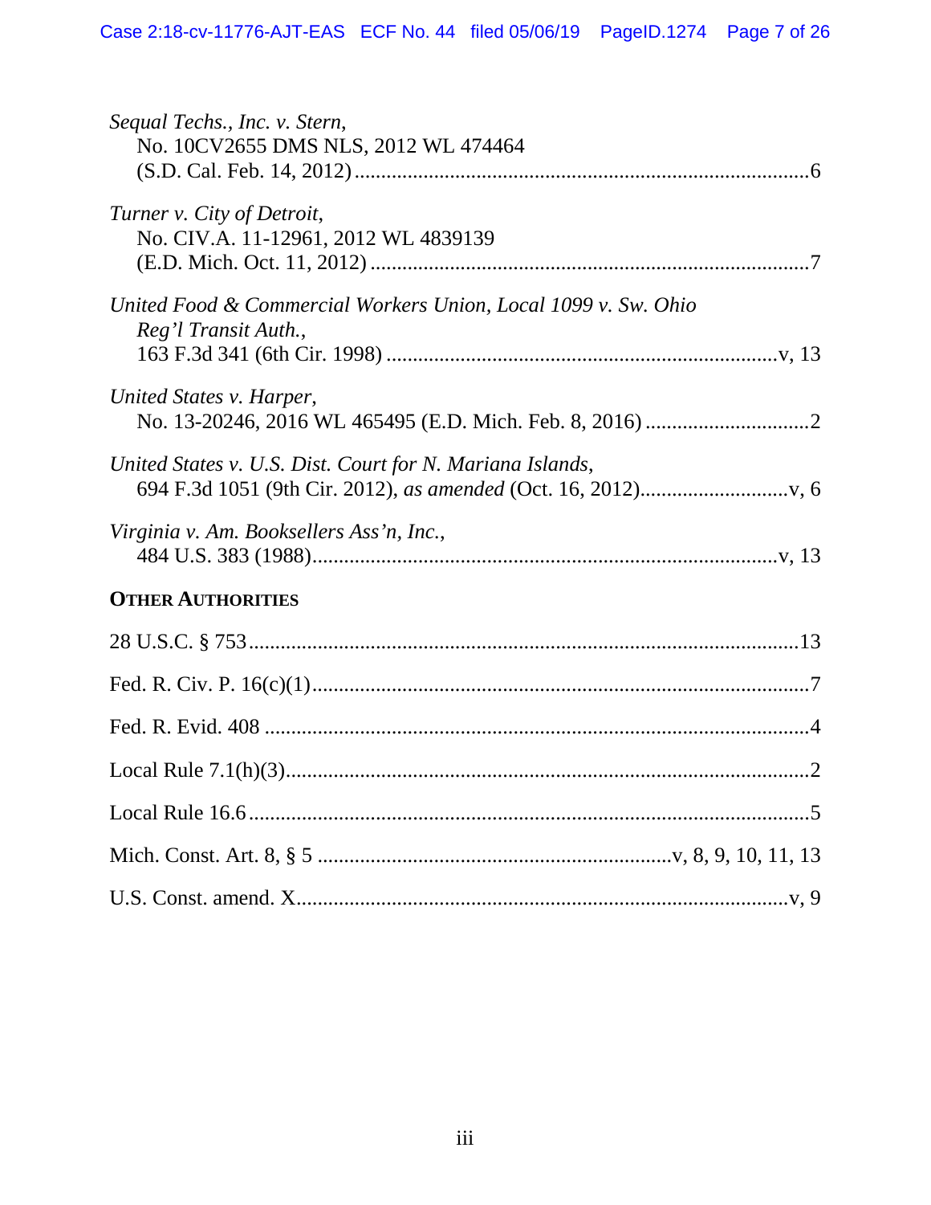*Sequal Techs., Inc. v. Stern*,
No. 10CV2655 DMS NLS, 2012 WL 474464
(S.D. Cal. Feb. 14, 2012) ....................................................................................6

*Turner v. City of Detroit*,
No. CIV.A. 11-12961, 2012 WL 4839139
(E.D. Mich. Oct. 11, 2012) ..................................................................................7

*United Food & Commercial Workers Union, Local 1099 v. Sw. Ohio Reg'l Transit Auth.*,
163 F.3d 341 (6th Cir. 1998) .........................................................................v, 13

*United States v. Harper*,
No. 13-20246, 2016 WL 465495 (E.D. Mich. Feb. 8, 2016) ...............................2

*United States v. U.S. Dist. Court for N. Mariana Islands*,
694 F.3d 1051 (9th Cir. 2012), *as amended* (Oct. 16, 2012)............................v, 6

*Virginia v. Am. Booksellers Ass'n, Inc.*,
484 U.S. 383 (1988).......................................................................................v, 13

**OTHER AUTHORITIES**

28 U.S.C. § 753......................................................................................................13

Fed. R. Civ. P. 16(c)(1)............................................................................................7

Fed. R. Evid. 408 .....................................................................................................4

Local Rule 7.1(h)(3)..................................................................................................2

Local Rule 16.6 .........................................................................................................5

Mich. Const. Art. 8, § 5 .................................................................v, 8, 9, 10, 11, 13

U.S. Const. amend. X.............................................................................................v, 9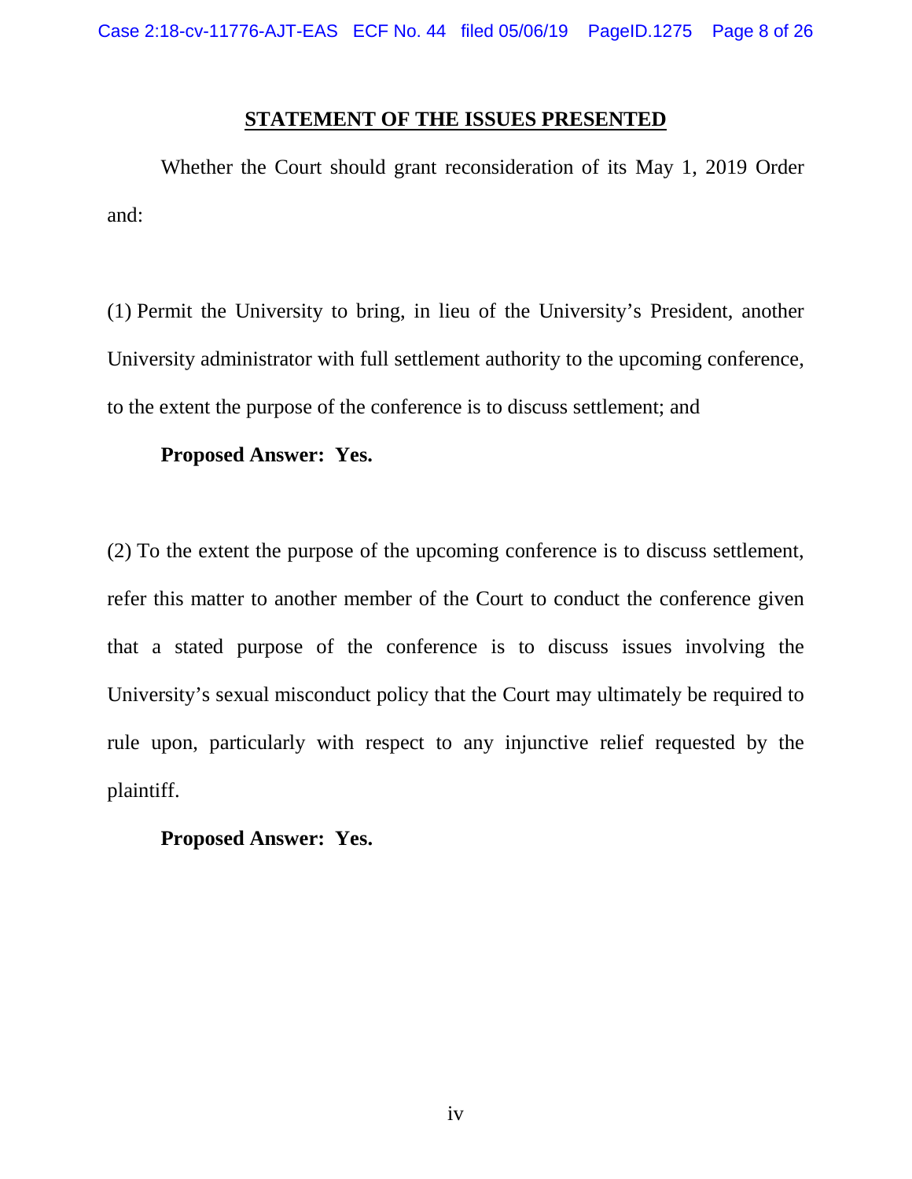## STATEMENT OF THE ISSUES PRESENTED

Whether the Court should grant reconsideration of its May 1, 2019 Order and:

(1) Permit the University to bring, in lieu of the University's President, another University administrator with full settlement authority to the upcoming conference, to the extent the purpose of the conference is to discuss settlement; and

**Proposed Answer: Yes.**

(2) To the extent the purpose of the upcoming conference is to discuss settlement, refer this matter to another member of the Court to conduct the conference given that a stated purpose of the conference is to discuss issues involving the University's sexual misconduct policy that the Court may ultimately be required to rule upon, particularly with respect to any injunctive relief requested by the plaintiff.

**Proposed Answer: Yes.**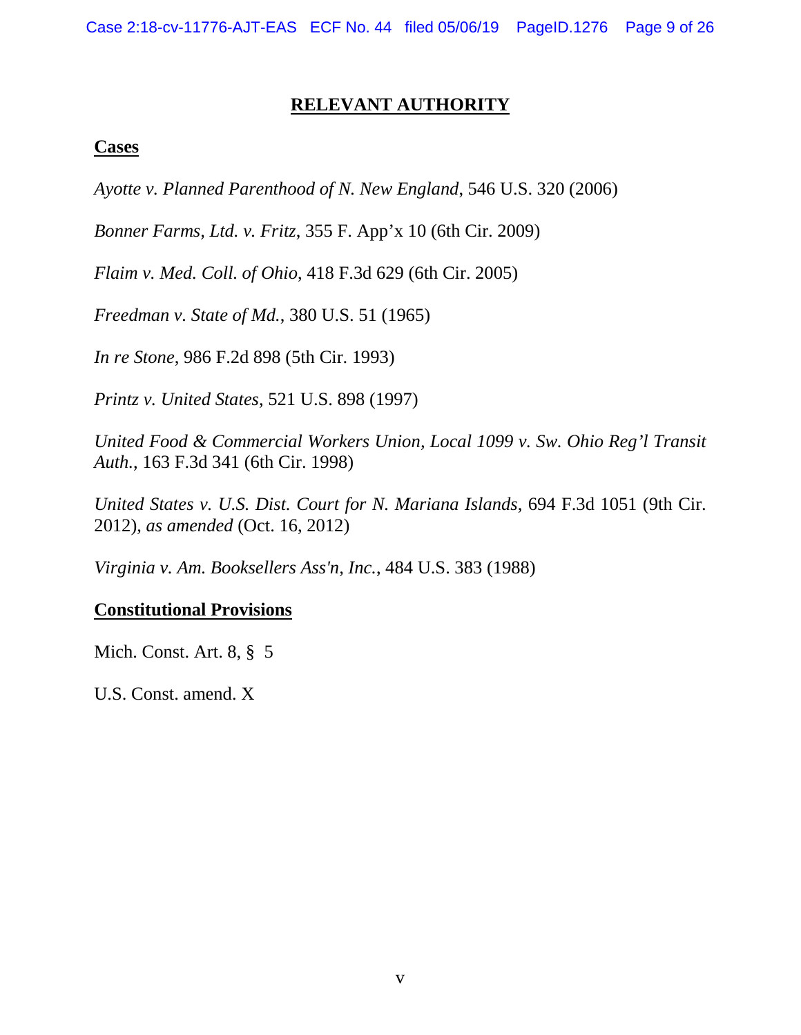## RELEVANT AUTHORITY

**Cases**

*Ayotte v. Planned Parenthood of N. New England*, 546 U.S. 320 (2006)

*Bonner Farms, Ltd. v. Fritz*, 355 F. App'x 10 (6th Cir. 2009)

*Flaim v. Med. Coll. of Ohio*, 418 F.3d 629 (6th Cir. 2005)

*Freedman v. State of Md.*, 380 U.S. 51 (1965)

*In re Stone*, 986 F.2d 898 (5th Cir. 1993)

*Printz v. United States*, 521 U.S. 898 (1997)

*United Food & Commercial Workers Union, Local 1099 v. Sw. Ohio Reg'l Transit Auth.*, 163 F.3d 341 (6th Cir. 1998)

*United States v. U.S. Dist. Court for N. Mariana Islands*, 694 F.3d 1051 (9th Cir. 2012), *as amended* (Oct. 16, 2012)

*Virginia v. Am. Booksellers Ass'n, Inc.*, 484 U.S. 383 (1988)

**Constitutional Provisions**

Mich. Const. Art. 8, § 5

U.S. Const. amend. X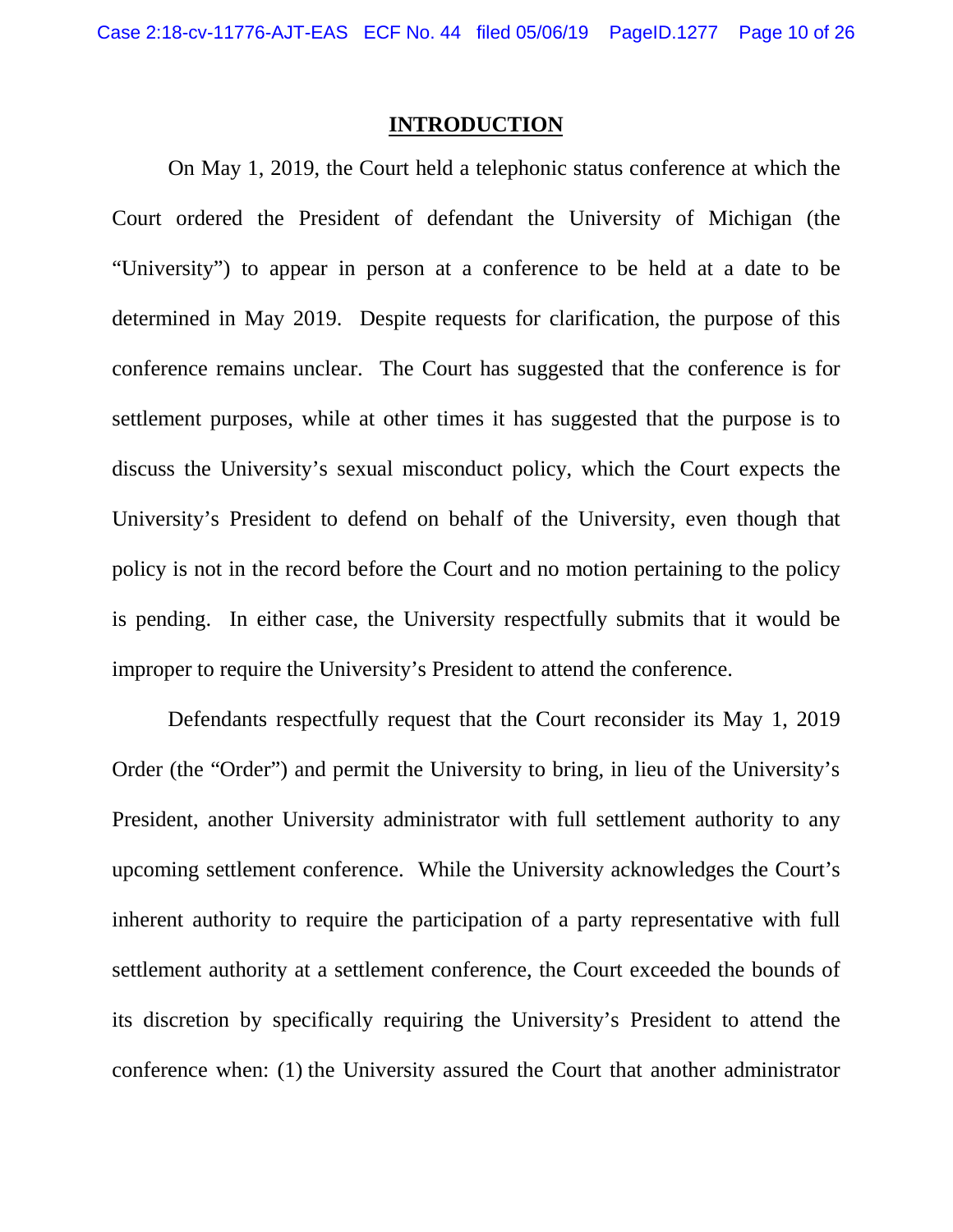## INTRODUCTION

On May 1, 2019, the Court held a telephonic status conference at which the Court ordered the President of defendant the University of Michigan (the "University") to appear in person at a conference to be held at a date to be determined in May 2019. Despite requests for clarification, the purpose of this conference remains unclear. The Court has suggested that the conference is for settlement purposes, while at other times it has suggested that the purpose is to discuss the University's sexual misconduct policy, which the Court expects the University's President to defend on behalf of the University, even though that policy is not in the record before the Court and no motion pertaining to the policy is pending. In either case, the University respectfully submits that it would be improper to require the University's President to attend the conference.

Defendants respectfully request that the Court reconsider its May 1, 2019 Order (the "Order") and permit the University to bring, in lieu of the University's President, another University administrator with full settlement authority to any upcoming settlement conference. While the University acknowledges the Court's inherent authority to require the participation of a party representative with full settlement authority at a settlement conference, the Court exceeded the bounds of its discretion by specifically requiring the University's President to attend the conference when: (1) the University assured the Court that another administrator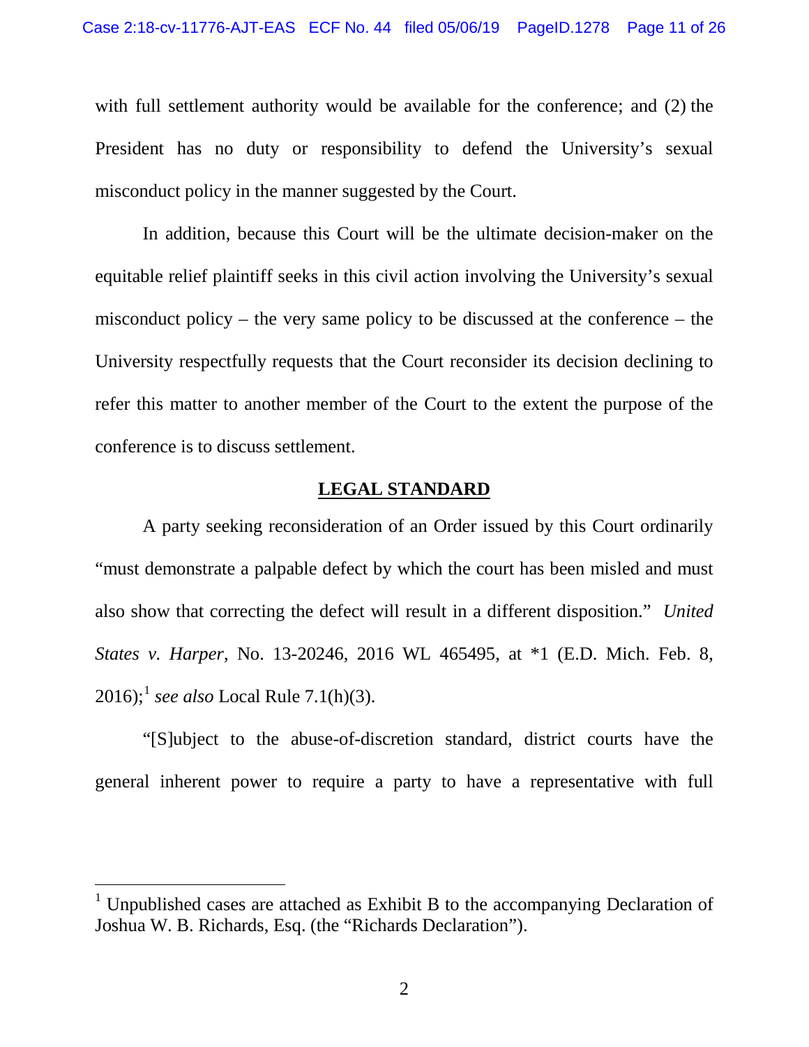with full settlement authority would be available for the conference; and (2) the President has no duty or responsibility to defend the University's sexual misconduct policy in the manner suggested by the Court.

In addition, because this Court will be the ultimate decision-maker on the equitable relief plaintiff seeks in this civil action involving the University's sexual misconduct policy – the very same policy to be discussed at the conference – the University respectfully requests that the Court reconsider its decision declining to refer this matter to another member of the Court to the extent the purpose of the conference is to discuss settlement.

## LEGAL STANDARD

A party seeking reconsideration of an Order issued by this Court ordinarily "must demonstrate a palpable defect by which the court has been misled and must also show that correcting the defect will result in a different disposition." *United States v. Harper*, No. 13-20246, 2016 WL 465495, at *1 (E.D. Mich. Feb. 8, 2016);[1] *see also* Local Rule 7.1(h)(3).

"[S]ubject to the abuse-of-discretion standard, district courts have the general inherent power to require a party to have a representative with full

---

[1] Unpublished cases are attached as Exhibit B to the accompanying Declaration of Joshua W. B. Richards, Esq. (the "Richards Declaration").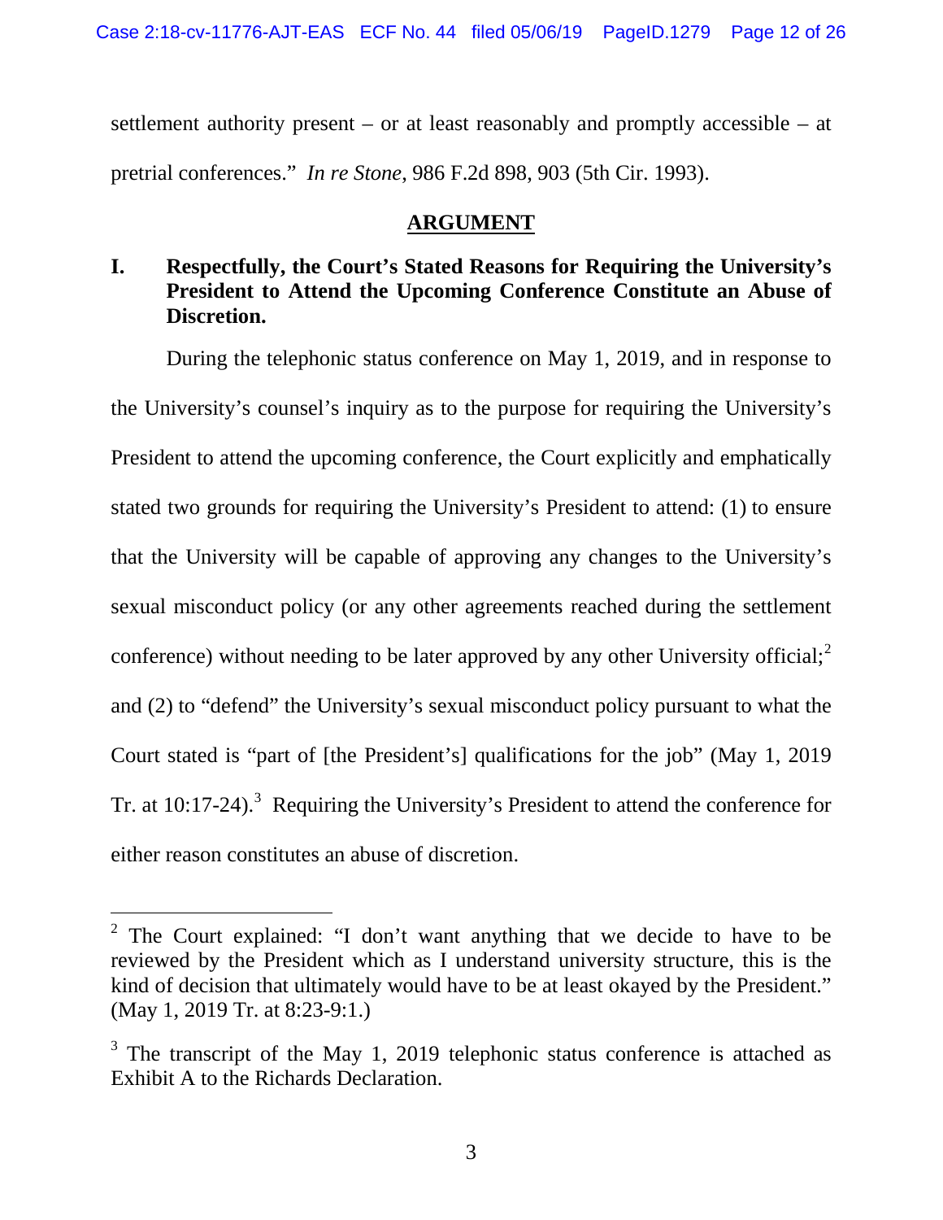settlement authority present – or at least reasonably and promptly accessible – at pretrial conferences." *In re Stone*, 986 F.2d 898, 903 (5th Cir. 1993).

## ARGUMENT

### I. Respectfully, the Court's Stated Reasons for Requiring the University's President to Attend the Upcoming Conference Constitute an Abuse of Discretion.

During the telephonic status conference on May 1, 2019, and in response to the University's counsel's inquiry as to the purpose for requiring the University's President to attend the upcoming conference, the Court explicitly and emphatically stated two grounds for requiring the University's President to attend: (1) to ensure that the University will be capable of approving any changes to the University's sexual misconduct policy (or any other agreements reached during the settlement conference) without needing to be later approved by any other University official;[2] and (2) to "defend" the University's sexual misconduct policy pursuant to what the Court stated is "part of [the President's] qualifications for the job" (May 1, 2019 Tr. at 10:17-24).[3] Requiring the University's President to attend the conference for either reason constitutes an abuse of discretion.

---

[2] The Court explained: "I don't want anything that we decide to have to be reviewed by the President which as I understand university structure, this is the kind of decision that ultimately would have to be at least okayed by the President." (May 1, 2019 Tr. at 8:23-9:1.)

[3] The transcript of the May 1, 2019 telephonic status conference is attached as Exhibit A to the Richards Declaration.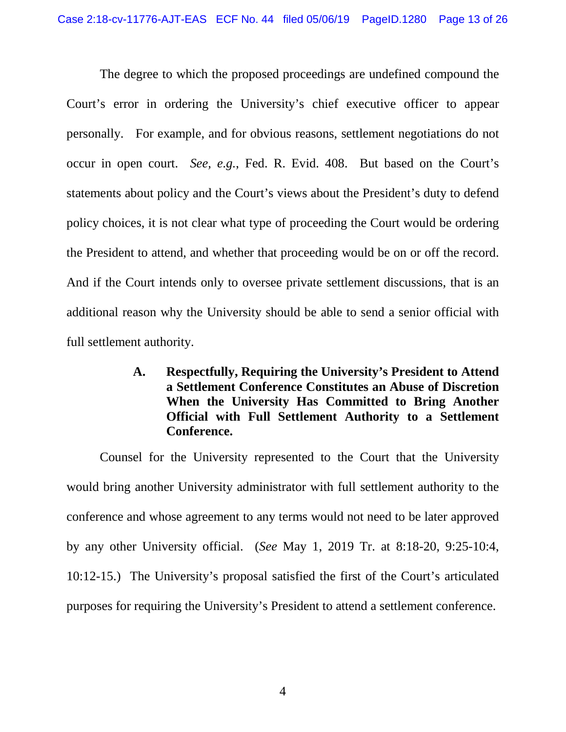The degree to which the proposed proceedings are undefined compound the Court's error in ordering the University's chief executive officer to appear personally. For example, and for obvious reasons, settlement negotiations do not occur in open court. *See, e.g.*, Fed. R. Evid. 408. But based on the Court's statements about policy and the Court's views about the President's duty to defend policy choices, it is not clear what type of proceeding the Court would be ordering the President to attend, and whether that proceeding would be on or off the record. And if the Court intends only to oversee private settlement discussions, that is an additional reason why the University should be able to send a senior official with full settlement authority.

### A. Respectfully, Requiring the University's President to Attend a Settlement Conference Constitutes an Abuse of Discretion When the University Has Committed to Bring Another Official with Full Settlement Authority to a Settlement Conference.

Counsel for the University represented to the Court that the University would bring another University administrator with full settlement authority to the conference and whose agreement to any terms would not need to be later approved by any other University official. (*See* May 1, 2019 Tr. at 8:18-20, 9:25-10:4, 10:12-15.) The University's proposal satisfied the first of the Court's articulated purposes for requiring the University's President to attend a settlement conference.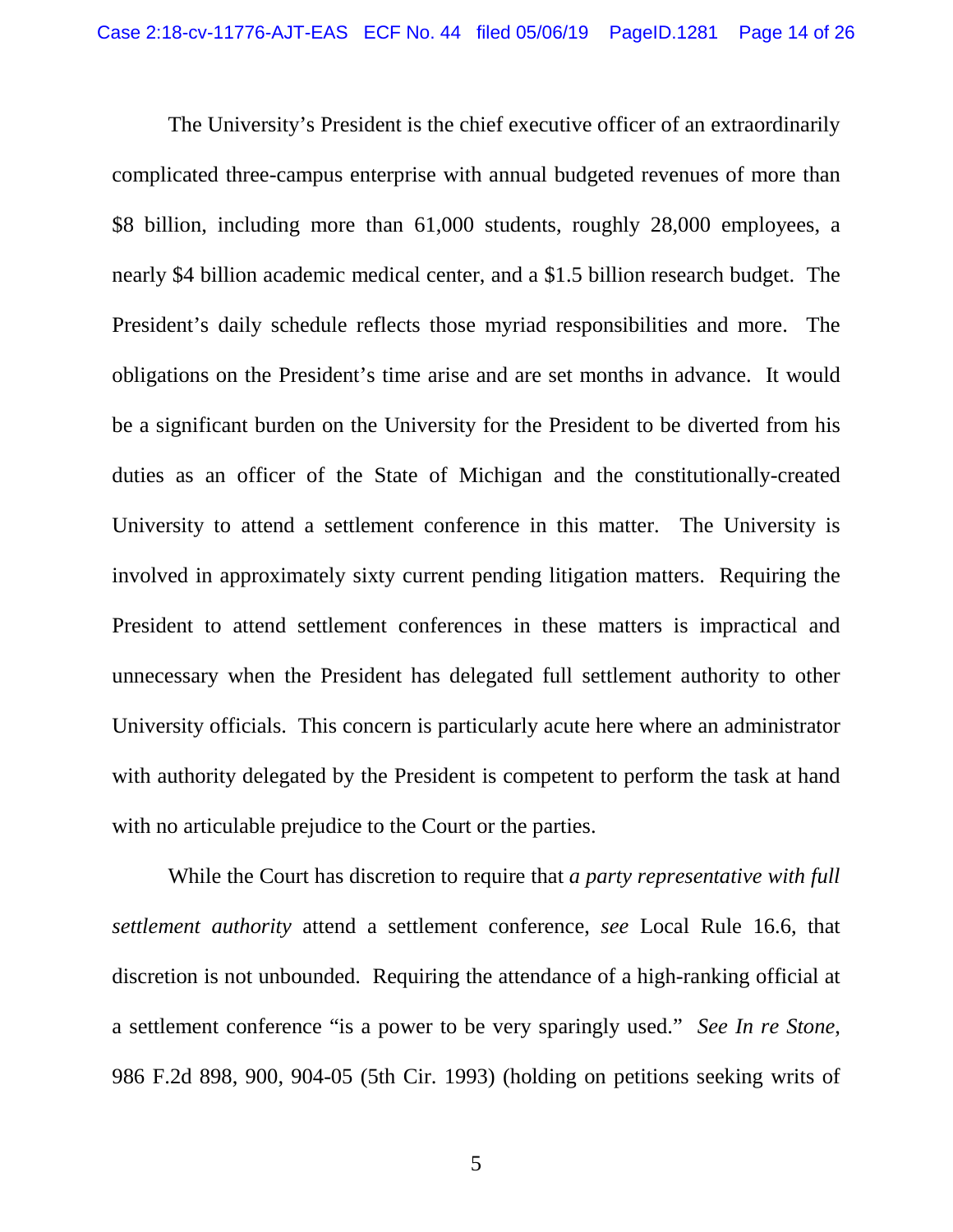The University's President is the chief executive officer of an extraordinarily complicated three-campus enterprise with annual budgeted revenues of more than $8 billion, including more than 61,000 students, roughly 28,000 employees, a nearly $4 billion academic medical center, and a $1.5 billion research budget. The President's daily schedule reflects those myriad responsibilities and more. The obligations on the President's time arise and are set months in advance. It would be a significant burden on the University for the President to be diverted from his duties as an officer of the State of Michigan and the constitutionally-created University to attend a settlement conference in this matter. The University is involved in approximately sixty current pending litigation matters. Requiring the President to attend settlement conferences in these matters is impractical and unnecessary when the President has delegated full settlement authority to other University officials. This concern is particularly acute here where an administrator with authority delegated by the President is competent to perform the task at hand with no articulable prejudice to the Court or the parties.

While the Court has discretion to require that *a party representative with full settlement authority* attend a settlement conference, *see* Local Rule 16.6, that discretion is not unbounded. Requiring the attendance of a high-ranking official at a settlement conference "is a power to be very sparingly used." *See In re Stone*, 986 F.2d 898, 900, 904-05 (5th Cir. 1993) (holding on petitions seeking writs of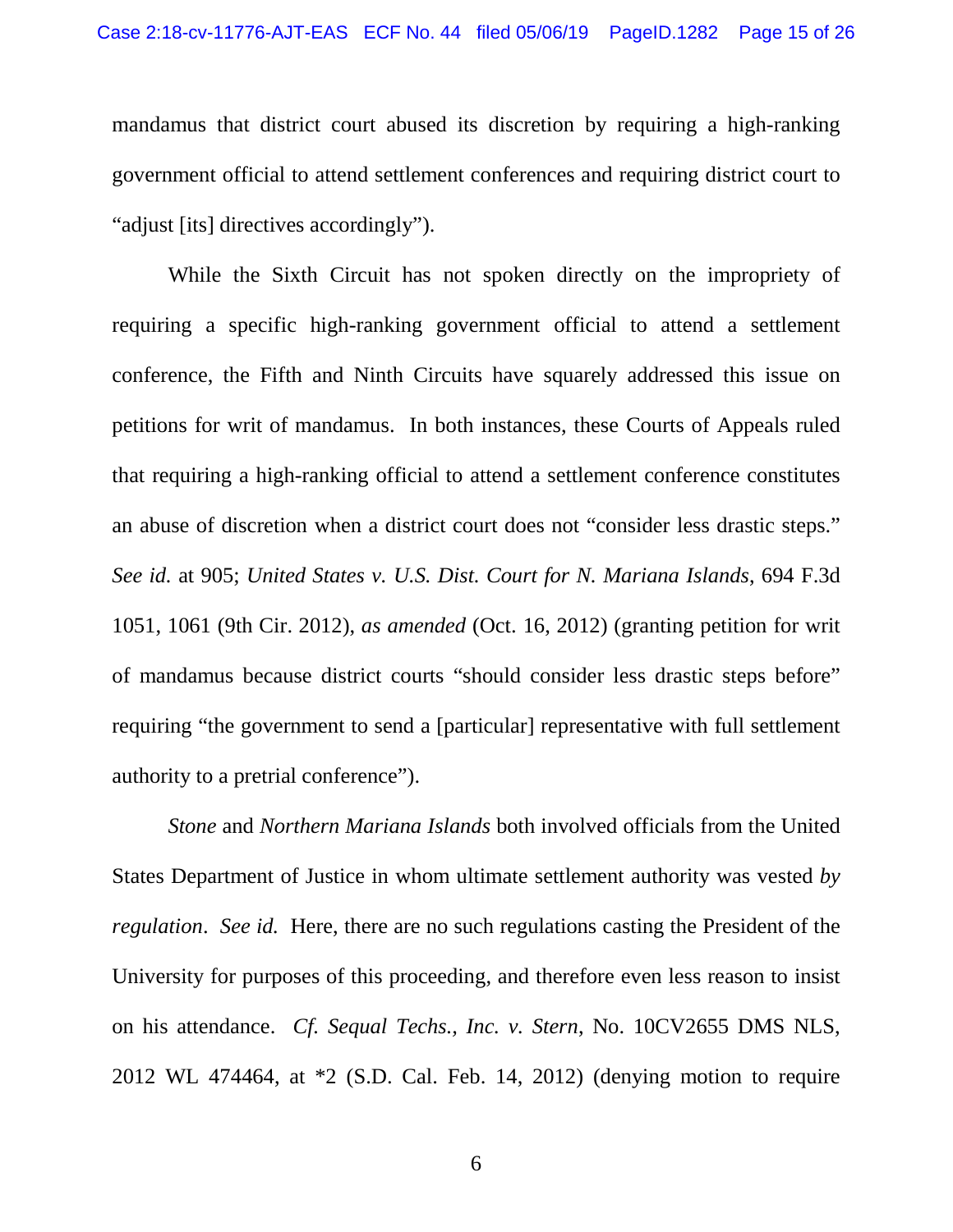mandamus that district court abused its discretion by requiring a high-ranking government official to attend settlement conferences and requiring district court to "adjust [its] directives accordingly").

While the Sixth Circuit has not spoken directly on the impropriety of requiring a specific high-ranking government official to attend a settlement conference, the Fifth and Ninth Circuits have squarely addressed this issue on petitions for writ of mandamus. In both instances, these Courts of Appeals ruled that requiring a high-ranking official to attend a settlement conference constitutes an abuse of discretion when a district court does not "consider less drastic steps." *See id.* at 905; *United States v. U.S. Dist. Court for N. Mariana Islands*, 694 F.3d 1051, 1061 (9th Cir. 2012), *as amended* (Oct. 16, 2012) (granting petition for writ of mandamus because district courts "should consider less drastic steps before" requiring "the government to send a [particular] representative with full settlement authority to a pretrial conference").

*Stone* and *Northern Mariana Islands* both involved officials from the United States Department of Justice in whom ultimate settlement authority was vested *by regulation*. *See id.* Here, there are no such regulations casting the President of the University for purposes of this proceeding, and therefore even less reason to insist on his attendance. *Cf. Sequal Techs., Inc. v. Stern*, No. 10CV2655 DMS NLS, 2012 WL 474464, at *2 (S.D. Cal. Feb. 14, 2012) (denying motion to require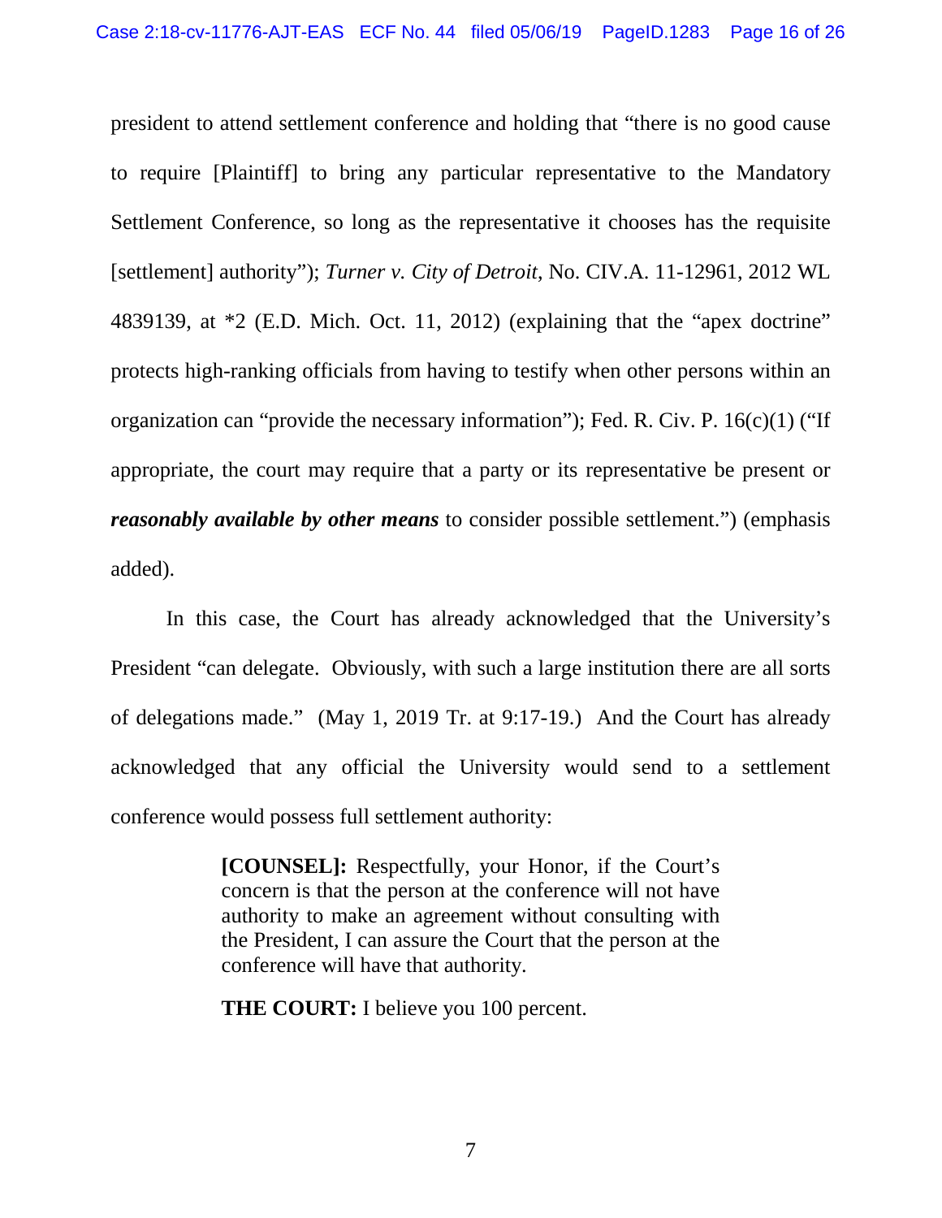president to attend settlement conference and holding that "there is no good cause to require [Plaintiff] to bring any particular representative to the Mandatory Settlement Conference, so long as the representative it chooses has the requisite [settlement] authority"); *Turner v. City of Detroit*, No. CIV.A. 11-12961, 2012 WL 4839139, at *2 (E.D. Mich. Oct. 11, 2012) (explaining that the "apex doctrine" protects high-ranking officials from having to testify when other persons within an organization can "provide the necessary information"); Fed. R. Civ. P. 16(c)(1) ("If appropriate, the court may require that a party or its representative be present or ***reasonably available by other means*** to consider possible settlement.") (emphasis added).

In this case, the Court has already acknowledged that the University's President "can delegate. Obviously, with such a large institution there are all sorts of delegations made." (May 1, 2019 Tr. at 9:17-19.) And the Court has already acknowledged that any official the University would send to a settlement conference would possess full settlement authority:

> **[COUNSEL]:** Respectfully, your Honor, if the Court's concern is that the person at the conference will not have authority to make an agreement without consulting with the President, I can assure the Court that the person at the conference will have that authority.
>
> **THE COURT:** I believe you 100 percent.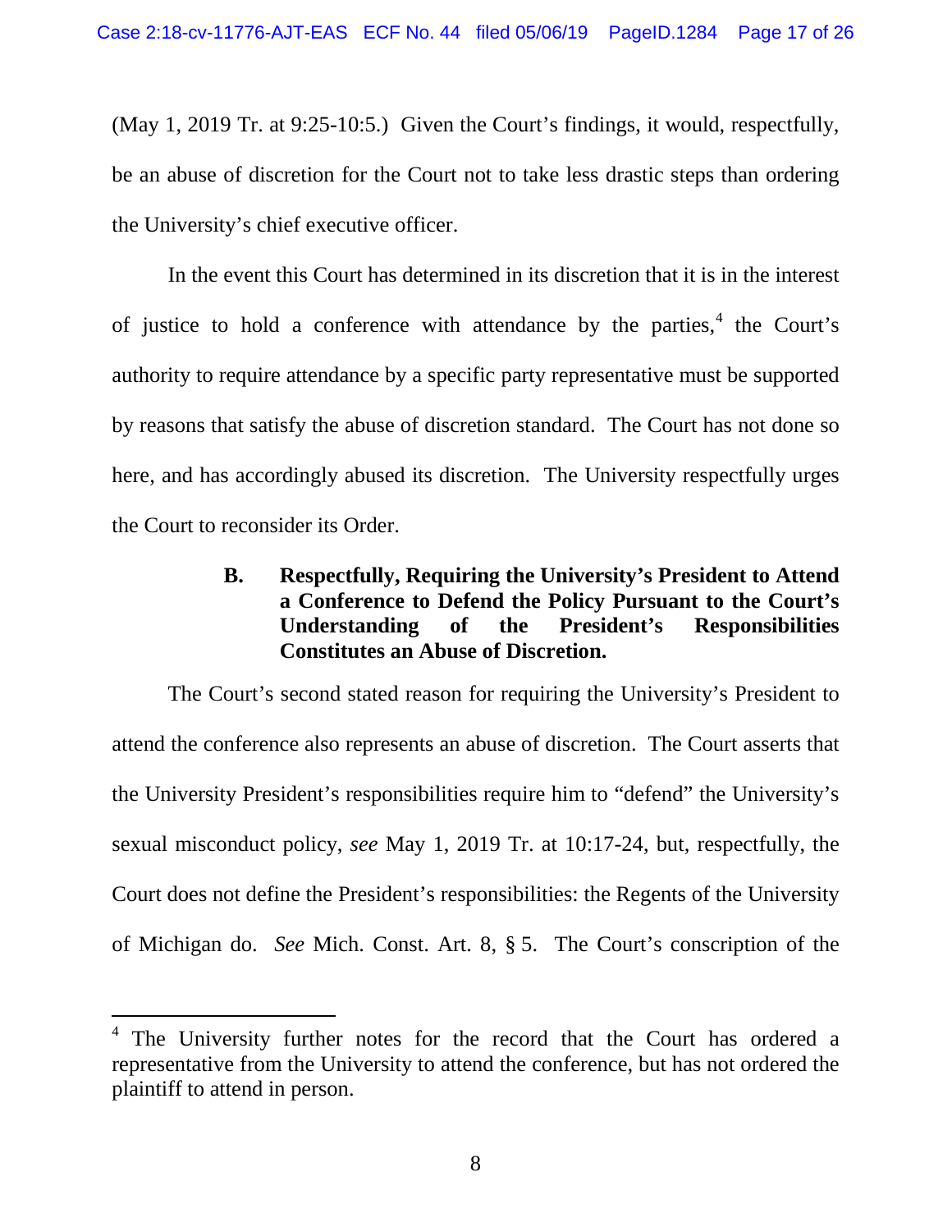(May 1, 2019 Tr. at 9:25-10:5.) Given the Court's findings, it would, respectfully, be an abuse of discretion for the Court not to take less drastic steps than ordering the University's chief executive officer.

In the event this Court has determined in its discretion that it is in the interest of justice to hold a conference with attendance by the parties,[4] the Court's authority to require attendance by a specific party representative must be supported by reasons that satisfy the abuse of discretion standard. The Court has not done so here, and has accordingly abused its discretion. The University respectfully urges the Court to reconsider its Order.

### B. Respectfully, Requiring the University's President to Attend a Conference to Defend the Policy Pursuant to the Court's Understanding of the President's Responsibilities Constitutes an Abuse of Discretion.

The Court's second stated reason for requiring the University's President to attend the conference also represents an abuse of discretion. The Court asserts that the University President's responsibilities require him to "defend" the University's sexual misconduct policy, *see* May 1, 2019 Tr. at 10:17-24, but, respectfully, the Court does not define the President's responsibilities: the Regents of the University of Michigan do. *See* Mich. Const. Art. 8, § 5. The Court's conscription of the

---

[4] The University further notes for the record that the Court has ordered a representative from the University to attend the conference, but has not ordered the plaintiff to attend in person.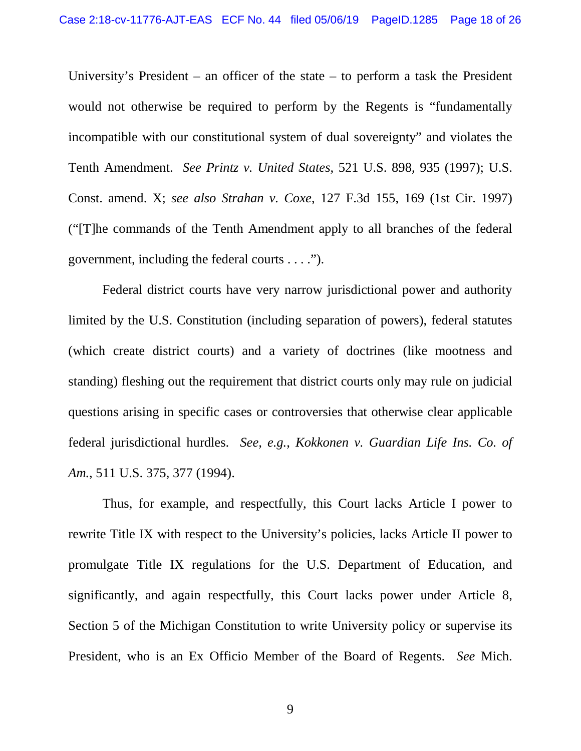University's President – an officer of the state – to perform a task the President would not otherwise be required to perform by the Regents is "fundamentally incompatible with our constitutional system of dual sovereignty" and violates the Tenth Amendment. *See Printz v. United States*, 521 U.S. 898, 935 (1997); U.S. Const. amend. X; *see also Strahan v. Coxe*, 127 F.3d 155, 169 (1st Cir. 1997) ("[T]he commands of the Tenth Amendment apply to all branches of the federal government, including the federal courts . . . .").

Federal district courts have very narrow jurisdictional power and authority limited by the U.S. Constitution (including separation of powers), federal statutes (which create district courts) and a variety of doctrines (like mootness and standing) fleshing out the requirement that district courts only may rule on judicial questions arising in specific cases or controversies that otherwise clear applicable federal jurisdictional hurdles. *See, e.g.*, *Kokkonen v. Guardian Life Ins. Co. of Am.*, 511 U.S. 375, 377 (1994).

Thus, for example, and respectfully, this Court lacks Article I power to rewrite Title IX with respect to the University's policies, lacks Article II power to promulgate Title IX regulations for the U.S. Department of Education, and significantly, and again respectfully, this Court lacks power under Article 8, Section 5 of the Michigan Constitution to write University policy or supervise its President, who is an Ex Officio Member of the Board of Regents. *See* Mich.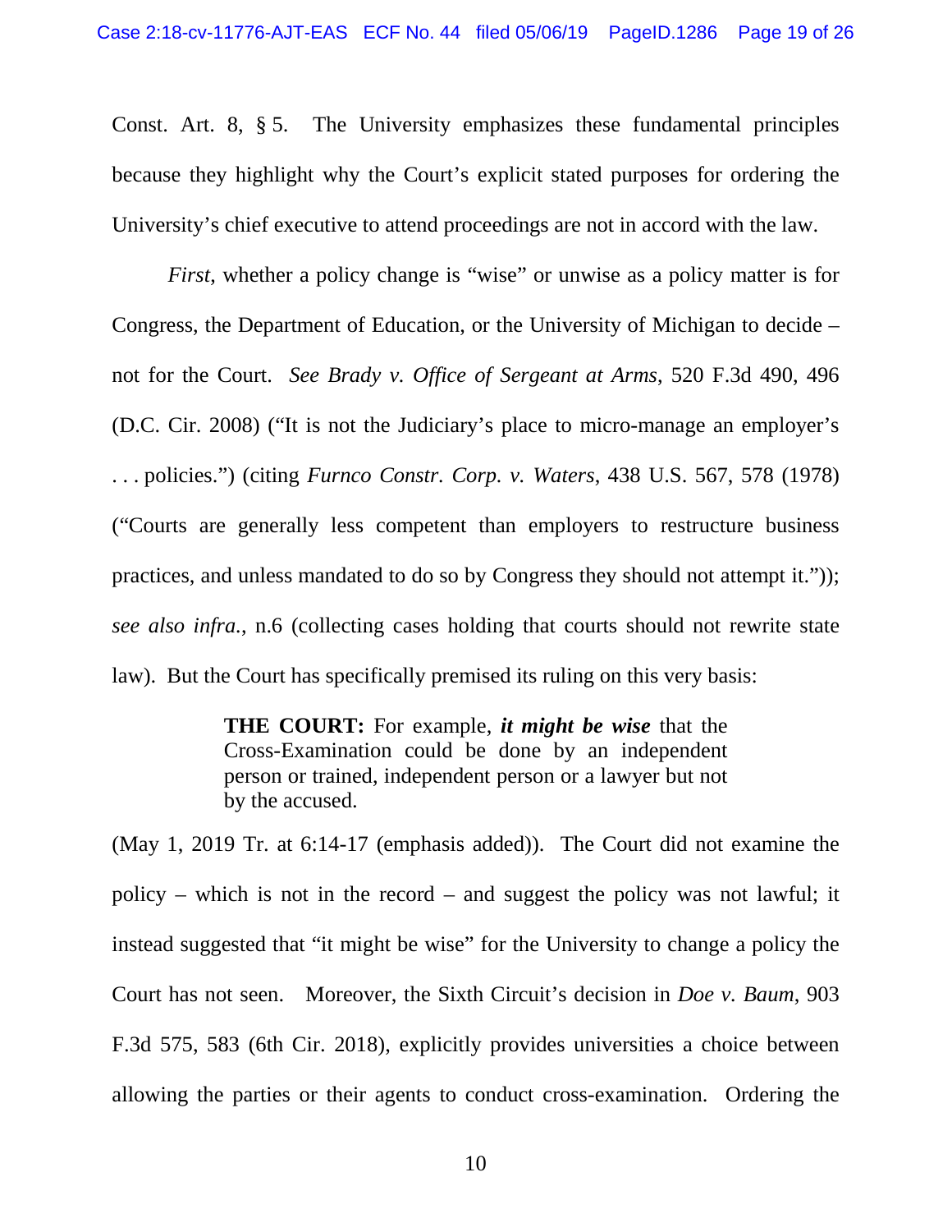Const. Art. 8, § 5. The University emphasizes these fundamental principles because they highlight why the Court's explicit stated purposes for ordering the University's chief executive to attend proceedings are not in accord with the law.

*First*, whether a policy change is "wise" or unwise as a policy matter is for Congress, the Department of Education, or the University of Michigan to decide – not for the Court. *See Brady v. Office of Sergeant at Arms*, 520 F.3d 490, 496 (D.C. Cir. 2008) ("It is not the Judiciary's place to micro-manage an employer's . . . policies.") (citing *Furnco Constr. Corp. v. Waters*, 438 U.S. 567, 578 (1978) ("Courts are generally less competent than employers to restructure business practices, and unless mandated to do so by Congress they should not attempt it.")); *see also infra.*, n.6 (collecting cases holding that courts should not rewrite state law). But the Court has specifically premised its ruling on this very basis:

> **THE COURT:** For example, ***it might be wise*** that the Cross-Examination could be done by an independent person or trained, independent person or a lawyer but not by the accused.

(May 1, 2019 Tr. at 6:14-17 (emphasis added)). The Court did not examine the policy – which is not in the record – and suggest the policy was not lawful; it instead suggested that "it might be wise" for the University to change a policy the Court has not seen. Moreover, the Sixth Circuit's decision in *Doe v. Baum*, 903 F.3d 575, 583 (6th Cir. 2018), explicitly provides universities a choice between allowing the parties or their agents to conduct cross-examination. Ordering the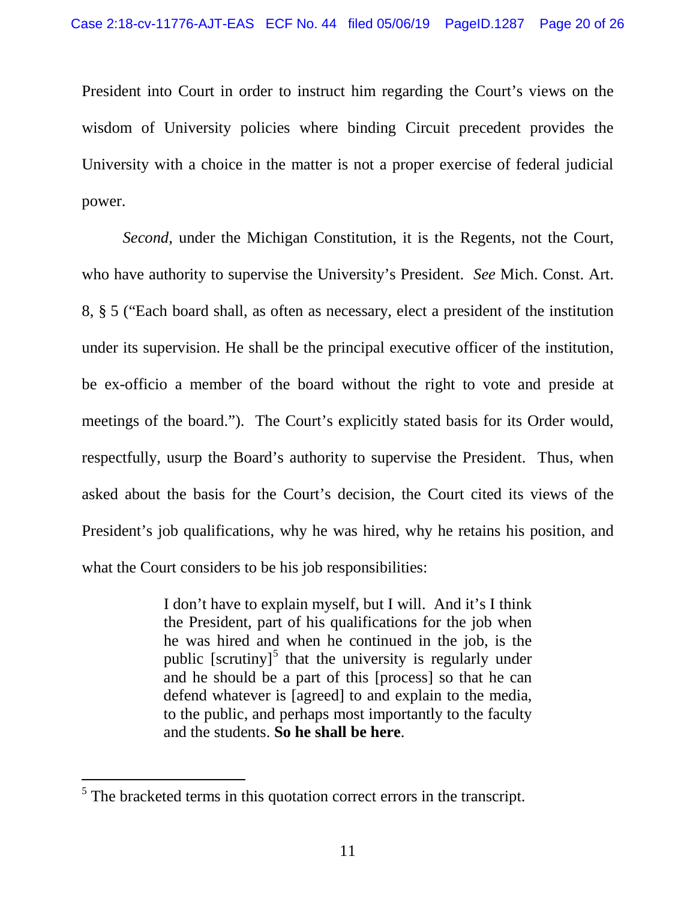President into Court in order to instruct him regarding the Court's views on the wisdom of University policies where binding Circuit precedent provides the University with a choice in the matter is not a proper exercise of federal judicial power.

*Second*, under the Michigan Constitution, it is the Regents, not the Court, who have authority to supervise the University's President. *See* Mich. Const. Art. 8, § 5 ("Each board shall, as often as necessary, elect a president of the institution under its supervision. He shall be the principal executive officer of the institution, be ex-officio a member of the board without the right to vote and preside at meetings of the board."). The Court's explicitly stated basis for its Order would, respectfully, usurp the Board's authority to supervise the President. Thus, when asked about the basis for the Court's decision, the Court cited its views of the President's job qualifications, why he was hired, why he retains his position, and what the Court considers to be his job responsibilities:

> I don't have to explain myself, but I will. And it's I think the President, part of his qualifications for the job when he was hired and when he continued in the job, is the public [scrutiny][5] that the university is regularly under and he should be a part of this [process] so that he can defend whatever is [agreed] to and explain to the media, to the public, and perhaps most importantly to the faculty and the students. **So he shall be here**.

[5] The bracketed terms in this quotation correct errors in the transcript.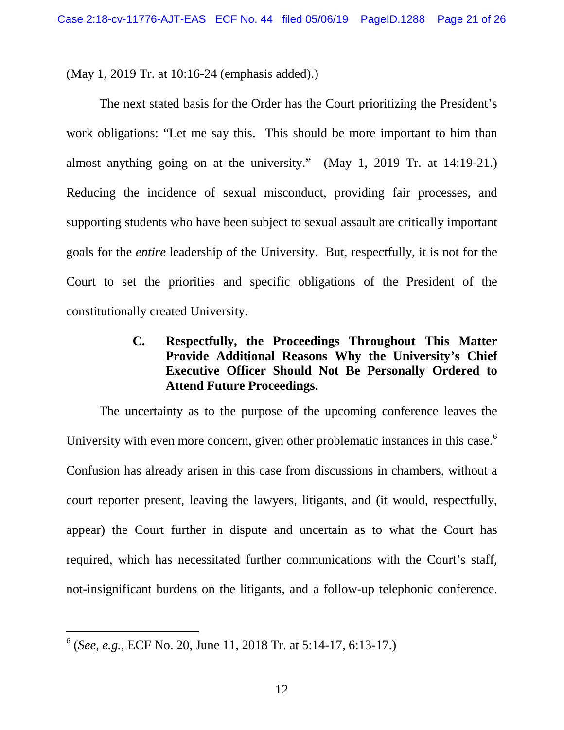(May 1, 2019 Tr. at 10:16-24 (emphasis added).)

The next stated basis for the Order has the Court prioritizing the President's work obligations: "Let me say this. This should be more important to him than almost anything going on at the university." (May 1, 2019 Tr. at 14:19-21.) Reducing the incidence of sexual misconduct, providing fair processes, and supporting students who have been subject to sexual assault are critically important goals for the *entire* leadership of the University. But, respectfully, it is not for the Court to set the priorities and specific obligations of the President of the constitutionally created University.

### C. Respectfully, the Proceedings Throughout This Matter Provide Additional Reasons Why the University's Chief Executive Officer Should Not Be Personally Ordered to Attend Future Proceedings.

The uncertainty as to the purpose of the upcoming conference leaves the University with even more concern, given other problematic instances in this case.[6] Confusion has already arisen in this case from discussions in chambers, without a court reporter present, leaving the lawyers, litigants, and (it would, respectfully, appear) the Court further in dispute and uncertain as to what the Court has required, which has necessitated further communications with the Court's staff, not-insignificant burdens on the litigants, and a follow-up telephonic conference.

[6] (*See, e.g.*, ECF No. 20, June 11, 2018 Tr. at 5:14-17, 6:13-17.)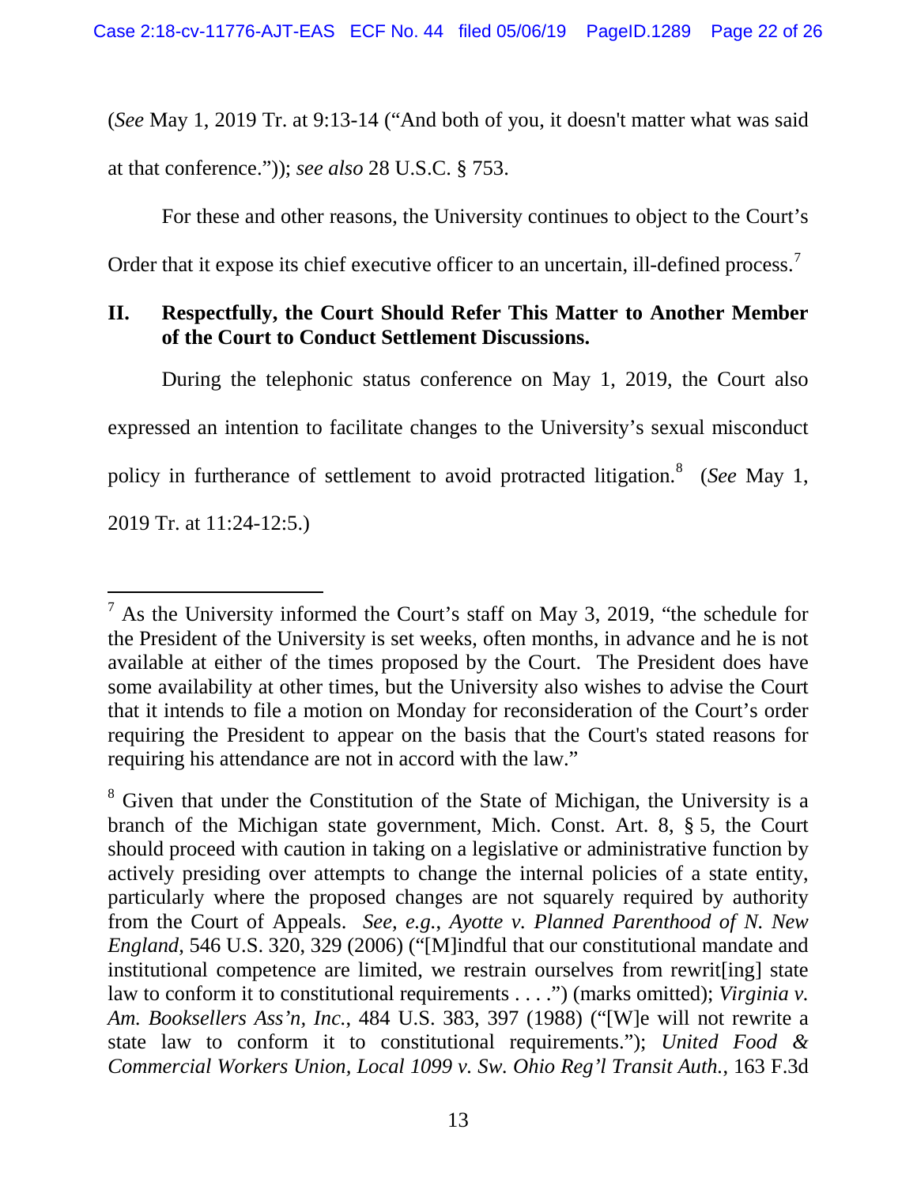(*See* May 1, 2019 Tr. at 9:13-14 ("And both of you, it doesn't matter what was said at that conference.")); *see also* 28 U.S.C. § 753.

For these and other reasons, the University continues to object to the Court's Order that it expose its chief executive officer to an uncertain, ill-defined process.[7]

## II. Respectfully, the Court Should Refer This Matter to Another Member of the Court to Conduct Settlement Discussions.

During the telephonic status conference on May 1, 2019, the Court also expressed an intention to facilitate changes to the University's sexual misconduct policy in furtherance of settlement to avoid protracted litigation.[8] (*See* May 1, 2019 Tr. at 11:24-12:5.)

---

[7] As the University informed the Court's staff on May 3, 2019, "the schedule for the President of the University is set weeks, often months, in advance and he is not available at either of the times proposed by the Court. The President does have some availability at other times, but the University also wishes to advise the Court that it intends to file a motion on Monday for reconsideration of the Court's order requiring the President to appear on the basis that the Court's stated reasons for requiring his attendance are not in accord with the law."

[8] Given that under the Constitution of the State of Michigan, the University is a branch of the Michigan state government, Mich. Const. Art. 8, § 5, the Court should proceed with caution in taking on a legislative or administrative function by actively presiding over attempts to change the internal policies of a state entity, particularly where the proposed changes are not squarely required by authority from the Court of Appeals. *See, e.g., Ayotte v. Planned Parenthood of N. New England*, 546 U.S. 320, 329 (2006) ("[M]indful that our constitutional mandate and institutional competence are limited, we restrain ourselves from rewrit[ing] state law to conform it to constitutional requirements . . . .") (marks omitted); *Virginia v. Am. Booksellers Ass'n, Inc.*, 484 U.S. 383, 397 (1988) ("[W]e will not rewrite a state law to conform it to constitutional requirements."); *United Food & Commercial Workers Union, Local 1099 v. Sw. Ohio Reg'l Transit Auth.*, 163 F.3d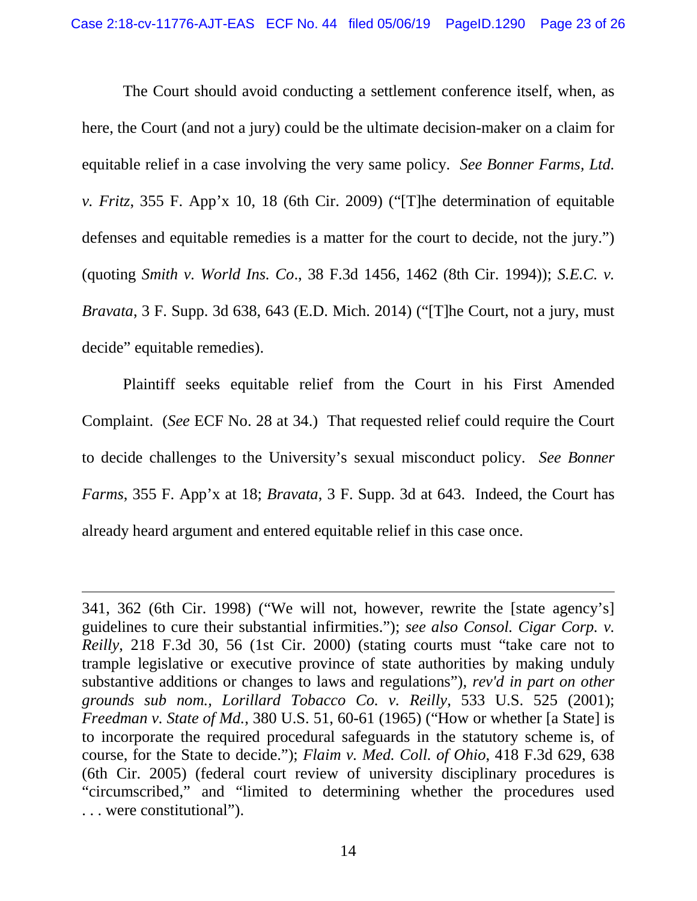The Court should avoid conducting a settlement conference itself, when, as here, the Court (and not a jury) could be the ultimate decision-maker on a claim for equitable relief in a case involving the very same policy. *See Bonner Farms, Ltd. v. Fritz*, 355 F. App'x 10, 18 (6th Cir. 2009) ("[T]he determination of equitable defenses and equitable remedies is a matter for the court to decide, not the jury.") (quoting *Smith v. World Ins. Co*., 38 F.3d 1456, 1462 (8th Cir. 1994)); *S.E.C. v. Bravata*, 3 F. Supp. 3d 638, 643 (E.D. Mich. 2014) ("[T]he Court, not a jury, must decide" equitable remedies).

Plaintiff seeks equitable relief from the Court in his First Amended Complaint. (*See* ECF No. 28 at 34.) That requested relief could require the Court to decide challenges to the University's sexual misconduct policy. *See Bonner Farms*, 355 F. App'x at 18; *Bravata*, 3 F. Supp. 3d at 643. Indeed, the Court has already heard argument and entered equitable relief in this case once.

---

341, 362 (6th Cir. 1998) ("We will not, however, rewrite the [state agency's] guidelines to cure their substantial infirmities."); *see also Consol. Cigar Corp. v. Reilly*, 218 F.3d 30, 56 (1st Cir. 2000) (stating courts must "take care not to trample legislative or executive province of state authorities by making unduly substantive additions or changes to laws and regulations"), *rev'd in part on other grounds sub nom., Lorillard Tobacco Co. v. Reilly*, 533 U.S. 525 (2001); *Freedman v. State of Md.*, 380 U.S. 51, 60-61 (1965) ("How or whether [a State] is to incorporate the required procedural safeguards in the statutory scheme is, of course, for the State to decide."); *Flaim v. Med. Coll. of Ohio*, 418 F.3d 629, 638 (6th Cir. 2005) (federal court review of university disciplinary procedures is "circumscribed," and "limited to determining whether the procedures used . . . were constitutional").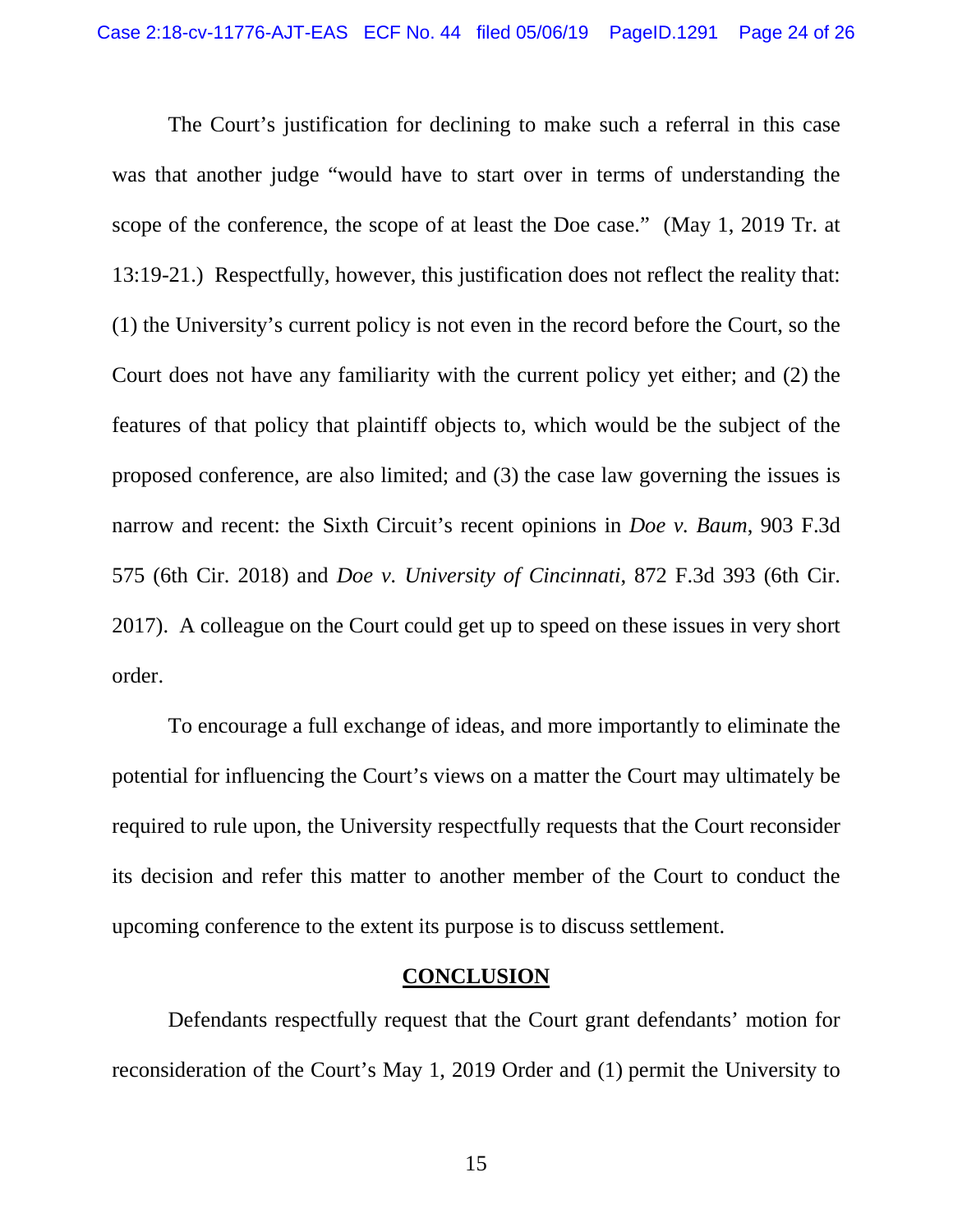The Court's justification for declining to make such a referral in this case was that another judge "would have to start over in terms of understanding the scope of the conference, the scope of at least the Doe case." (May 1, 2019 Tr. at 13:19-21.) Respectfully, however, this justification does not reflect the reality that: (1) the University's current policy is not even in the record before the Court, so the Court does not have any familiarity with the current policy yet either; and (2) the features of that policy that plaintiff objects to, which would be the subject of the proposed conference, are also limited; and (3) the case law governing the issues is narrow and recent: the Sixth Circuit's recent opinions in *Doe v. Baum*, 903 F.3d 575 (6th Cir. 2018) and *Doe v. University of Cincinnati*, 872 F.3d 393 (6th Cir. 2017). A colleague on the Court could get up to speed on these issues in very short order.

To encourage a full exchange of ideas, and more importantly to eliminate the potential for influencing the Court's views on a matter the Court may ultimately be required to rule upon, the University respectfully requests that the Court reconsider its decision and refer this matter to another member of the Court to conduct the upcoming conference to the extent its purpose is to discuss settlement.

## CONCLUSION

Defendants respectfully request that the Court grant defendants' motion for reconsideration of the Court's May 1, 2019 Order and (1) permit the University to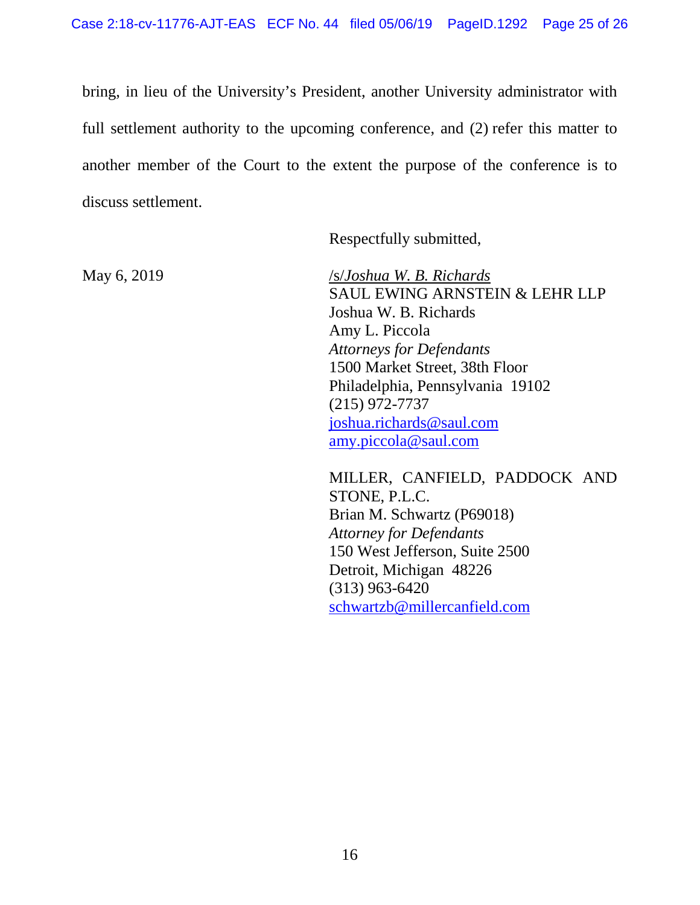bring, in lieu of the University's President, another University administrator with full settlement authority to the upcoming conference, and (2) refer this matter to another member of the Court to the extent the purpose of the conference is to discuss settlement.

Respectfully submitted,

May 6, 2019

/s/*Joshua W. B. Richards*
SAUL EWING ARNSTEIN & LEHR LLP
Joshua W. B. Richards
Amy L. Piccola
*Attorneys for Defendants*
1500 Market Street, 38th Floor
Philadelphia, Pennsylvania 19102
(215) 972-7737
joshua.richards@saul.com
amy.piccola@saul.com

MILLER, CANFIELD, PADDOCK AND STONE, P.L.C.
Brian M. Schwartz (P69018)
*Attorney for Defendants*
150 West Jefferson, Suite 2500
Detroit, Michigan 48226
(313) 963-6420
schwartzb@millercanfield.com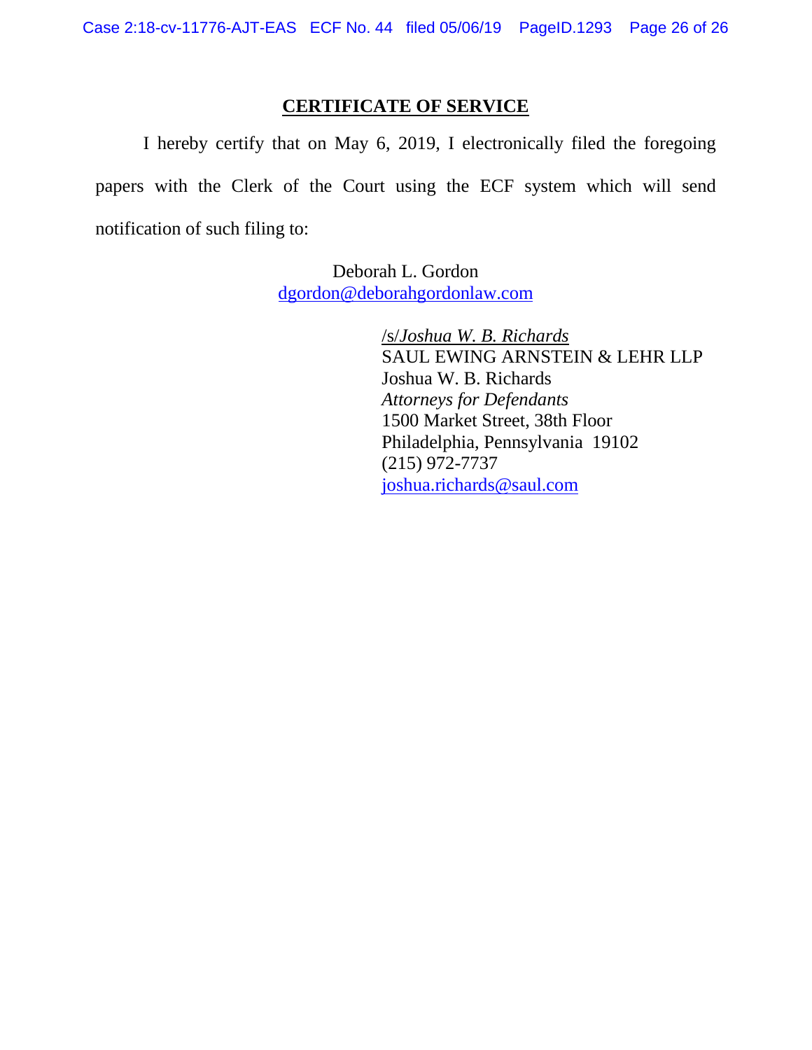## CERTIFICATE OF SERVICE

I hereby certify that on May 6, 2019, I electronically filed the foregoing papers with the Clerk of the Court using the ECF system which will send notification of such filing to:

Deborah L. Gordon
dgordon@deborahgordonlaw.com

/s/*Joshua W. B. Richards*
SAUL EWING ARNSTEIN & LEHR LLP
Joshua W. B. Richards
*Attorneys for Defendants*
1500 Market Street, 38th Floor
Philadelphia, Pennsylvania 19102
(215) 972-7737
joshua.richards@saul.com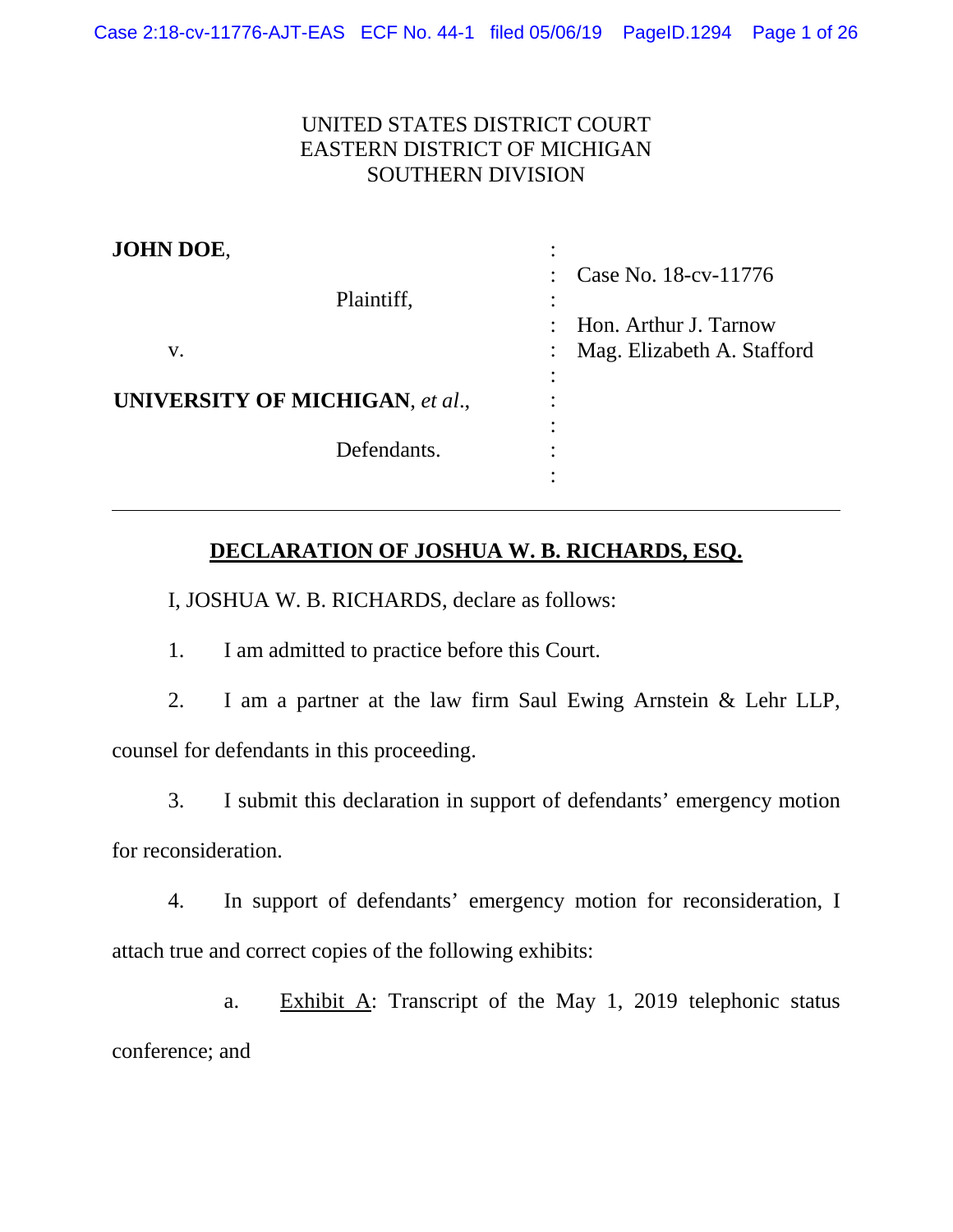UNITED STATES DISTRICT COURT
EASTERN DISTRICT OF MICHIGAN
SOUTHERN DIVISION

| | | |
|---|---|---|
| **JOHN DOE**, | : | |
| | : | Case No. 18-cv-11776 |
| Plaintiff, | : | |
| | : | Hon. Arthur J. Tarnow |
| v. | : | Mag. Elizabeth A. Stafford |
| | : | |
| **UNIVERSITY OF MICHIGAN**, *et al*., | : | |
| | : | |
| Defendants. | : | |
| | : | |

**DECLARATION OF JOSHUA W. B. RICHARDS, ESQ.**

I, JOSHUA W. B. RICHARDS, declare as follows:

1. I am admitted to practice before this Court.

2. I am a partner at the law firm Saul Ewing Arnstein & Lehr LLP, counsel for defendants in this proceeding.

3. I submit this declaration in support of defendants' emergency motion for reconsideration.

4. In support of defendants' emergency motion for reconsideration, I attach true and correct copies of the following exhibits:

   a. Exhibit A: Transcript of the May 1, 2019 telephonic status conference; and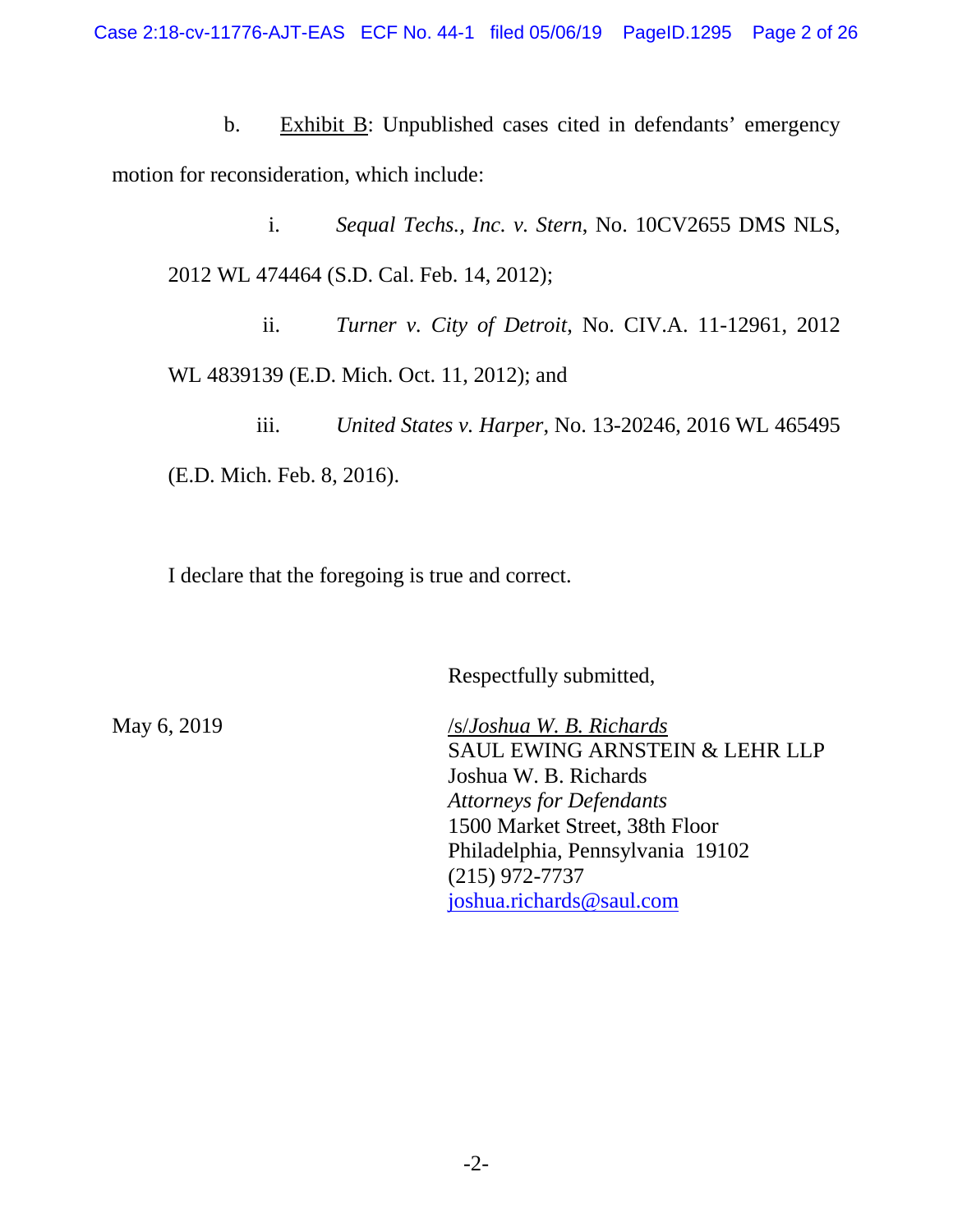b. Exhibit B: Unpublished cases cited in defendants' emergency motion for reconsideration, which include:

i. *Sequal Techs., Inc. v. Stern*, No. 10CV2655 DMS NLS, 2012 WL 474464 (S.D. Cal. Feb. 14, 2012);

ii. *Turner v. City of Detroit*, No. CIV.A. 11-12961, 2012 WL 4839139 (E.D. Mich. Oct. 11, 2012); and

iii. *United States v. Harper*, No. 13-20246, 2016 WL 465495 (E.D. Mich. Feb. 8, 2016).

I declare that the foregoing is true and correct.

Respectfully submitted,

May 6, 2019

/s/*Joshua W. B. Richards*
SAUL EWING ARNSTEIN & LEHR LLP
Joshua W. B. Richards
*Attorneys for Defendants*
1500 Market Street, 38th Floor
Philadelphia, Pennsylvania 19102
(215) 972-7737
joshua.richards@saul.com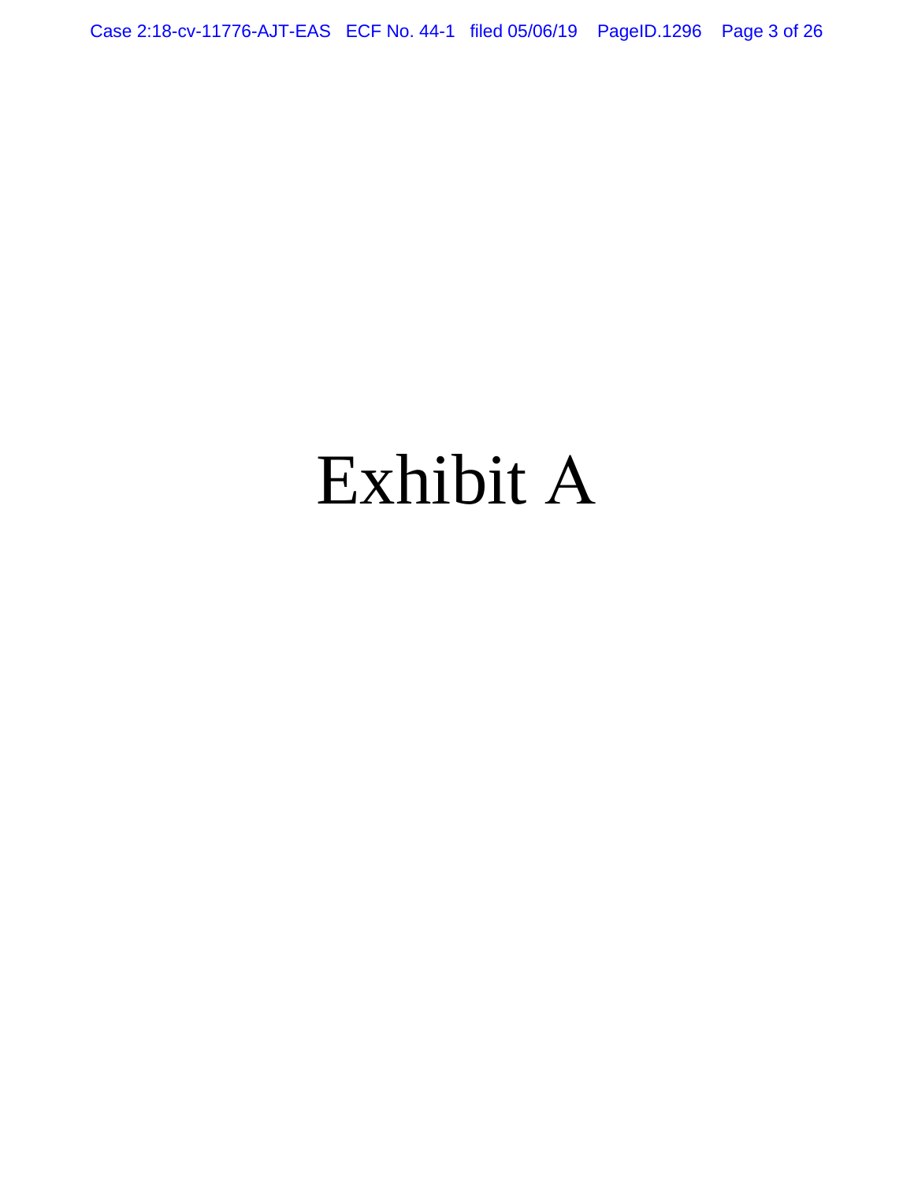# Exhibit A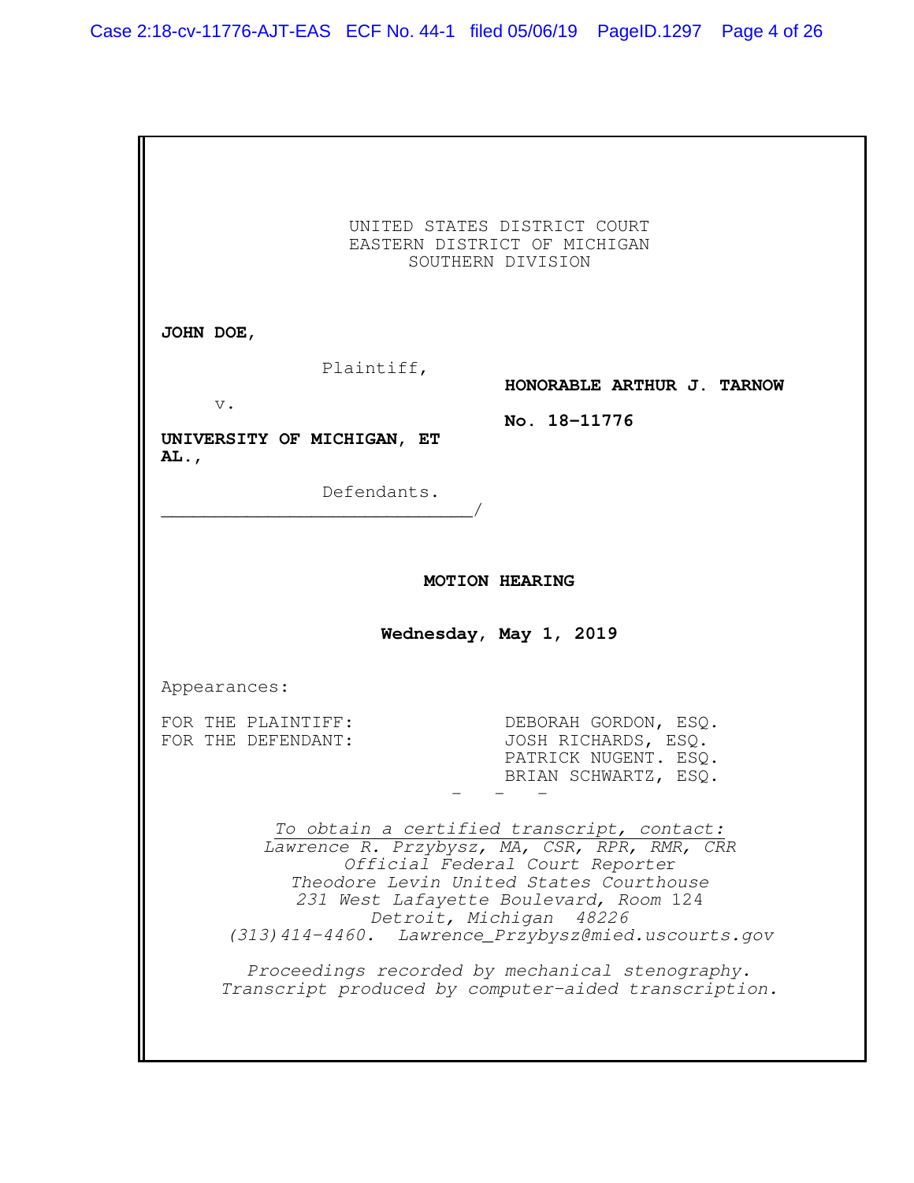UNITED STATES DISTRICT COURT
EASTERN DISTRICT OF MICHIGAN
SOUTHERN DIVISION

**JOHN DOE,**

Plaintiff,

v.

**UNIVERSITY OF MICHIGAN, ET AL.,**

Defendants.
_____________________________/

**HONORABLE ARTHUR J. TARNOW**

**No. 18-11776**

**MOTION HEARING**

**Wednesday, May 1, 2019**

Appearances:

FOR THE PLAINTIFF: DEBORAH GORDON, ESQ.
FOR THE DEFENDANT: JOSH RICHARDS, ESQ.
PATRICK NUGENT. ESQ.
BRIAN SCHWARTZ, ESQ.

\- - -

*To obtain a certified transcript, contact:*
*Lawrence R. Przybysz, MA, CSR, RPR, RMR, CRR*
*Official Federal Court Reporter*
*Theodore Levin United States Courthouse*
*231 West Lafayette Boulevard, Room 124*
*Detroit, Michigan 48226*
*(313)414-4460. Lawrence_Przybysz@mied.uscourts.gov*

*Proceedings recorded by mechanical stenography.*
*Transcript produced by computer-aided transcription.*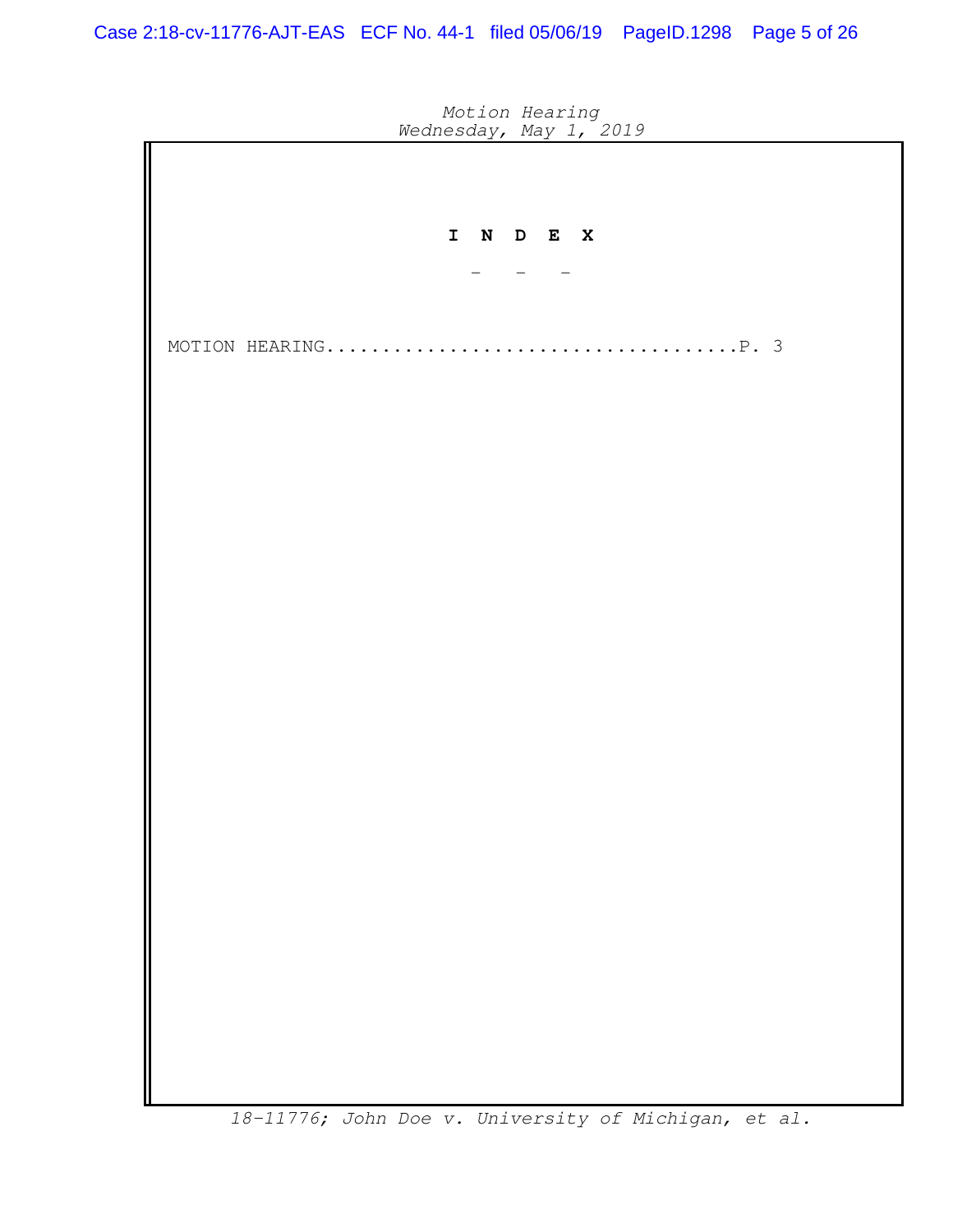# I N D E X

\- - -

MOTION HEARING....................................P. 3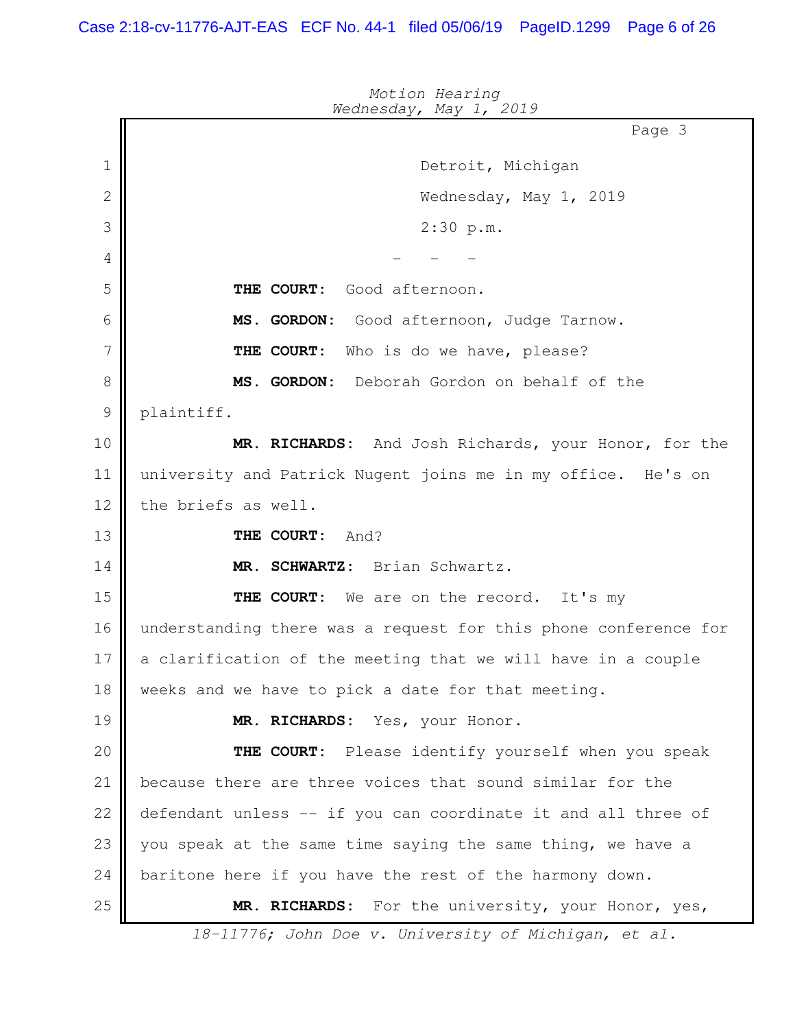Detroit, Michigan

Wednesday, May 1, 2019

2:30 p.m.

\- - -

**THE COURT:** Good afternoon.

**MS. GORDON:** Good afternoon, Judge Tarnow.

**THE COURT:** Who is do we have, please?

**MS. GORDON:** Deborah Gordon on behalf of the plaintiff.

**MR. RICHARDS:** And Josh Richards, your Honor, for the university and Patrick Nugent joins me in my office. He's on the briefs as well.

**THE COURT:** And?

**MR. SCHWARTZ:** Brian Schwartz.

**THE COURT:** We are on the record. It's my understanding there was a request for this phone conference for a clarification of the meeting that we will have in a couple weeks and we have to pick a date for that meeting.

**MR. RICHARDS:** Yes, your Honor.

**THE COURT:** Please identify yourself when you speak because there are three voices that sound similar for the defendant unless -- if you can coordinate it and all three of you speak at the same time saying the same thing, we have a baritone here if you have the rest of the harmony down.

**MR. RICHARDS:** For the university, your Honor, yes,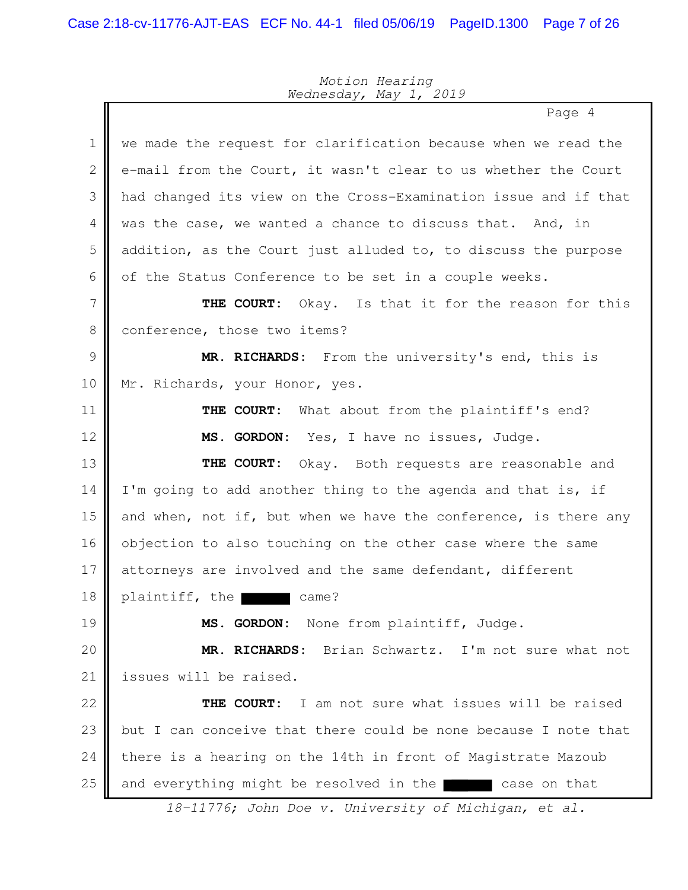we made the request for clarification because when we read the e-mail from the Court, it wasn't clear to us whether the Court had changed its view on the Cross-Examination issue and if that was the case, we wanted a chance to discuss that. And, in addition, as the Court just alluded to, to discuss the purpose of the Status Conference to be set in a couple weeks.

**THE COURT:** Okay. Is that it for the reason for this conference, those two items?

**MR. RICHARDS:** From the university's end, this is Mr. Richards, your Honor, yes.

**THE COURT:** What about from the plaintiff's end?

**MS. GORDON:** Yes, I have no issues, Judge.

**THE COURT:** Okay. Both requests are reasonable and I'm going to add another thing to the agenda and that is, if and when, not if, but when we have the conference, is there any objection to also touching on the other case where the same attorneys are involved and the same defendant, different plaintiff, the ██████ came?

**MS. GORDON:** None from plaintiff, Judge.

**MR. RICHARDS:** Brian Schwartz. I'm not sure what not issues will be raised.

**THE COURT:** I am not sure what issues will be raised but I can conceive that there could be none because I note that there is a hearing on the 14th in front of Magistrate Mazoub and everything might be resolved in the ██████ case on that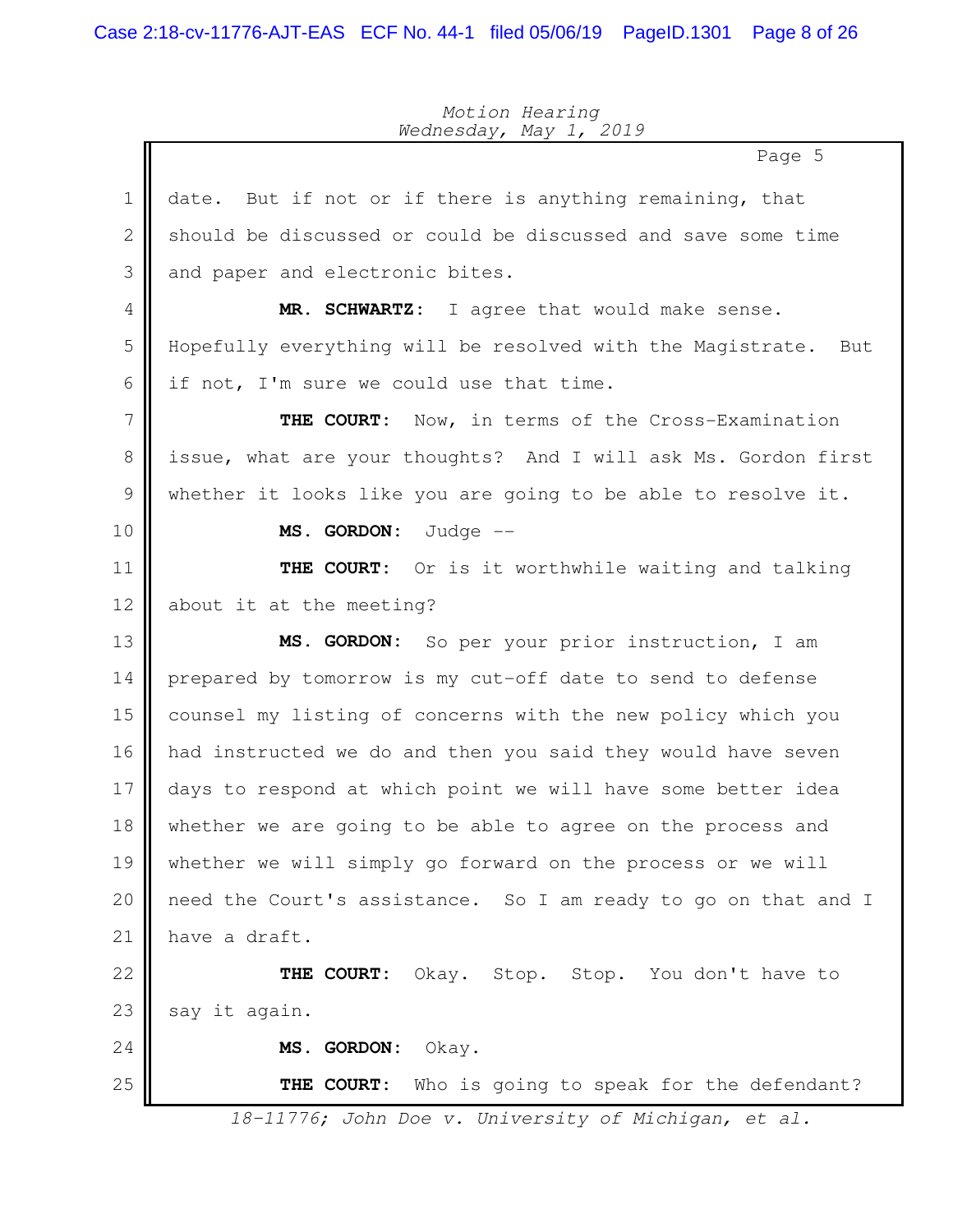date. But if not or if there is anything remaining, that should be discussed or could be discussed and save some time and paper and electronic bites.

**MR. SCHWARTZ:** I agree that would make sense. Hopefully everything will be resolved with the Magistrate. But if not, I'm sure we could use that time.

**THE COURT:** Now, in terms of the Cross-Examination issue, what are your thoughts? And I will ask Ms. Gordon first whether it looks like you are going to be able to resolve it.

**MS. GORDON:** Judge --

**THE COURT:** Or is it worthwhile waiting and talking about it at the meeting?

**MS. GORDON:** So per your prior instruction, I am prepared by tomorrow is my cut-off date to send to defense counsel my listing of concerns with the new policy which you had instructed we do and then you said they would have seven days to respond at which point we will have some better idea whether we are going to be able to agree on the process and whether we will simply go forward on the process or we will need the Court's assistance. So I am ready to go on that and I have a draft.

**THE COURT:** Okay. Stop. Stop. You don't have to say it again.

**MS. GORDON:** Okay.

**THE COURT:** Who is going to speak for the defendant?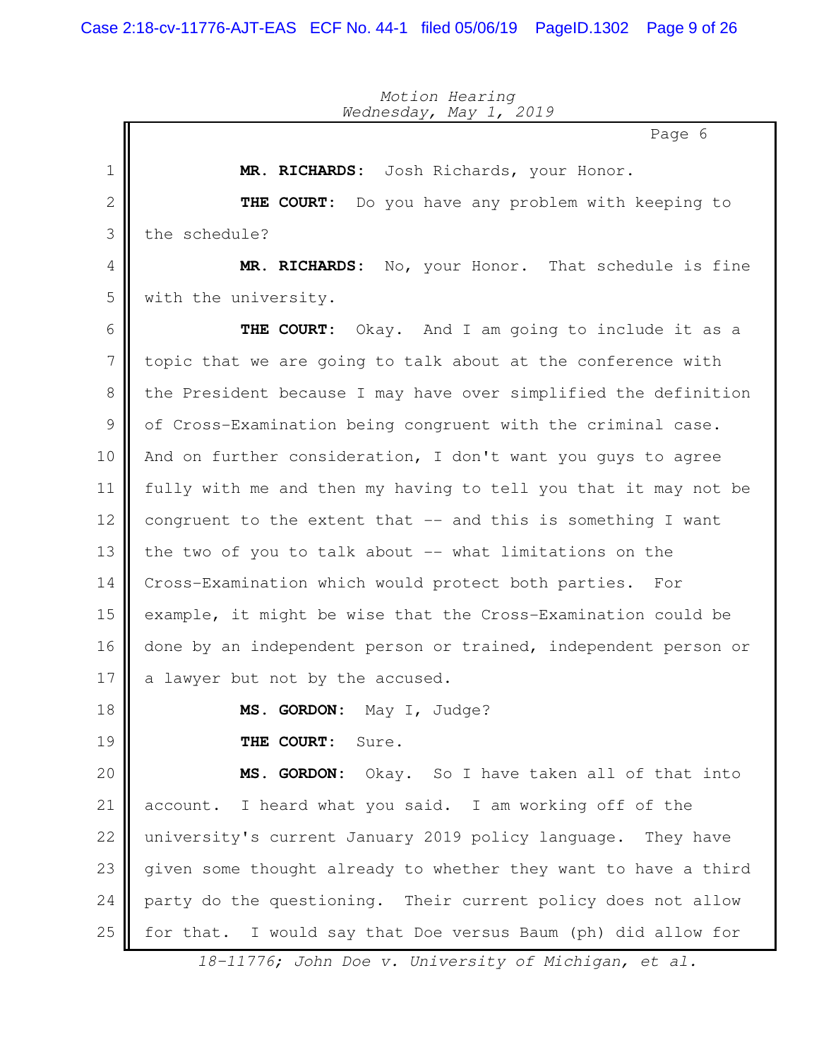**MR. RICHARDS:** Josh Richards, your Honor.

**THE COURT:** Do you have any problem with keeping to the schedule?

**MR. RICHARDS:** No, your Honor. That schedule is fine with the university.

**THE COURT:** Okay. And I am going to include it as a topic that we are going to talk about at the conference with the President because I may have over simplified the definition of Cross-Examination being congruent with the criminal case. And on further consideration, I don't want you guys to agree fully with me and then my having to tell you that it may not be congruent to the extent that -- and this is something I want the two of you to talk about -- what limitations on the Cross-Examination which would protect both parties. For example, it might be wise that the Cross-Examination could be done by an independent person or trained, independent person or a lawyer but not by the accused.

**MS. GORDON:** May I, Judge?

**THE COURT:** Sure.

**MS. GORDON:** Okay. So I have taken all of that into account. I heard what you said. I am working off of the university's current January 2019 policy language. They have given some thought already to whether they want to have a third party do the questioning. Their current policy does not allow for that. I would say that Doe versus Baum (ph) did allow for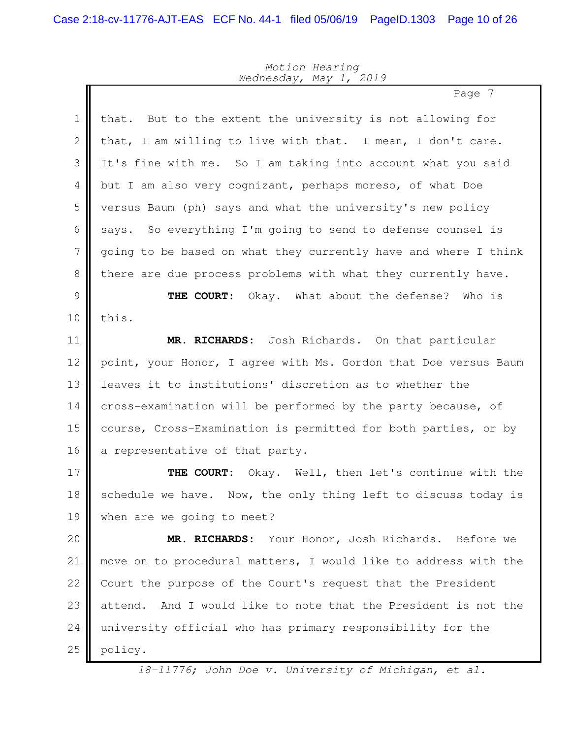*Motion Hearing*
*Wednesday, May 1, 2019*

1 that. But to the extent the university is not allowing for
2 that, I am willing to live with that. I mean, I don't care.
3 It's fine with me. So I am taking into account what you said
4 but I am also very cognizant, perhaps moreso, of what Doe
5 versus Baum (ph) says and what the university's new policy
6 says. So everything I'm going to send to defense counsel is
7 going to be based on what they currently have and where I think
8 there are due process problems with what they currently have.
9 **THE COURT:** Okay. What about the defense? Who is
10 this.
11 **MR. RICHARDS:** Josh Richards. On that particular
12 point, your Honor, I agree with Ms. Gordon that Doe versus Baum
13 leaves it to institutions' discretion as to whether the
14 cross-examination will be performed by the party because, of
15 course, Cross-Examination is permitted for both parties, or by
16 a representative of that party.
17 **THE COURT:** Okay. Well, then let's continue with the
18 schedule we have. Now, the only thing left to discuss today is
19 when are we going to meet?
20 **MR. RICHARDS:** Your Honor, Josh Richards. Before we
21 move on to procedural matters, I would like to address with the
22 Court the purpose of the Court's request that the President
23 attend. And I would like to note that the President is not the
24 university official who has primary responsibility for the
25 policy.

*18-11776; John Doe v. University of Michigan, et al.*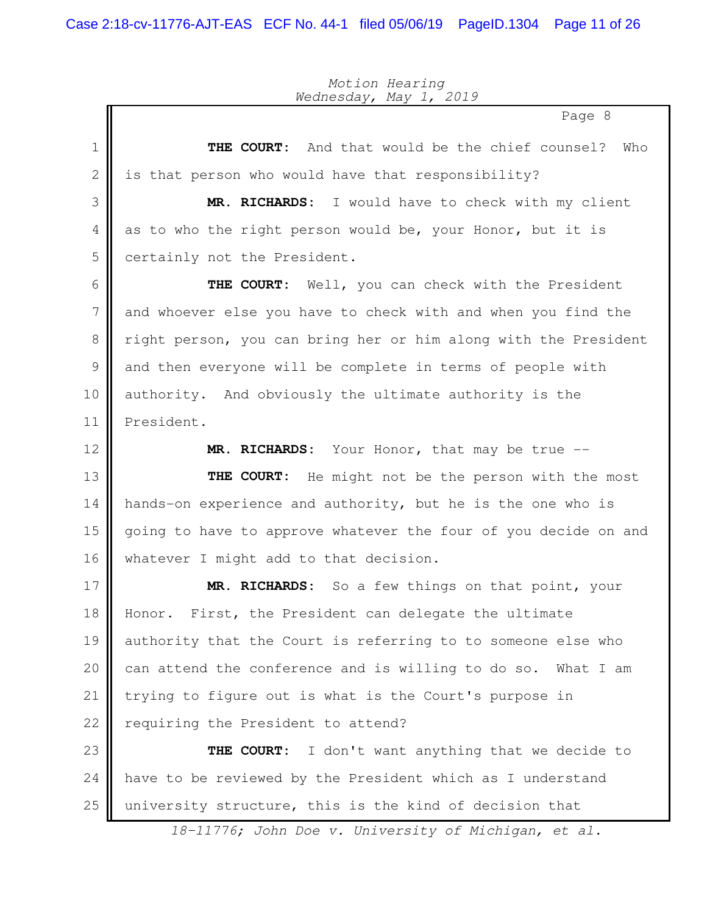THE COURT: And that would be the chief counsel? Who is that person who would have that responsibility?

MR. RICHARDS: I would have to check with my client as to who the right person would be, your Honor, but it is certainly not the President.

THE COURT: Well, you can check with the President and whoever else you have to check with and when you find the right person, you can bring her or him along with the President and then everyone will be complete in terms of people with authority. And obviously the ultimate authority is the President.

MR. RICHARDS: Your Honor, that may be true --

THE COURT: He might not be the person with the most hands-on experience and authority, but he is the one who is going to have to approve whatever the four of you decide on and whatever I might add to that decision.

MR. RICHARDS: So a few things on that point, your Honor. First, the President can delegate the ultimate authority that the Court is referring to to someone else who can attend the conference and is willing to do so. What I am trying to figure out is what is the Court's purpose in requiring the President to attend?

THE COURT: I don't want anything that we decide to have to be reviewed by the President which as I understand university structure, this is the kind of decision that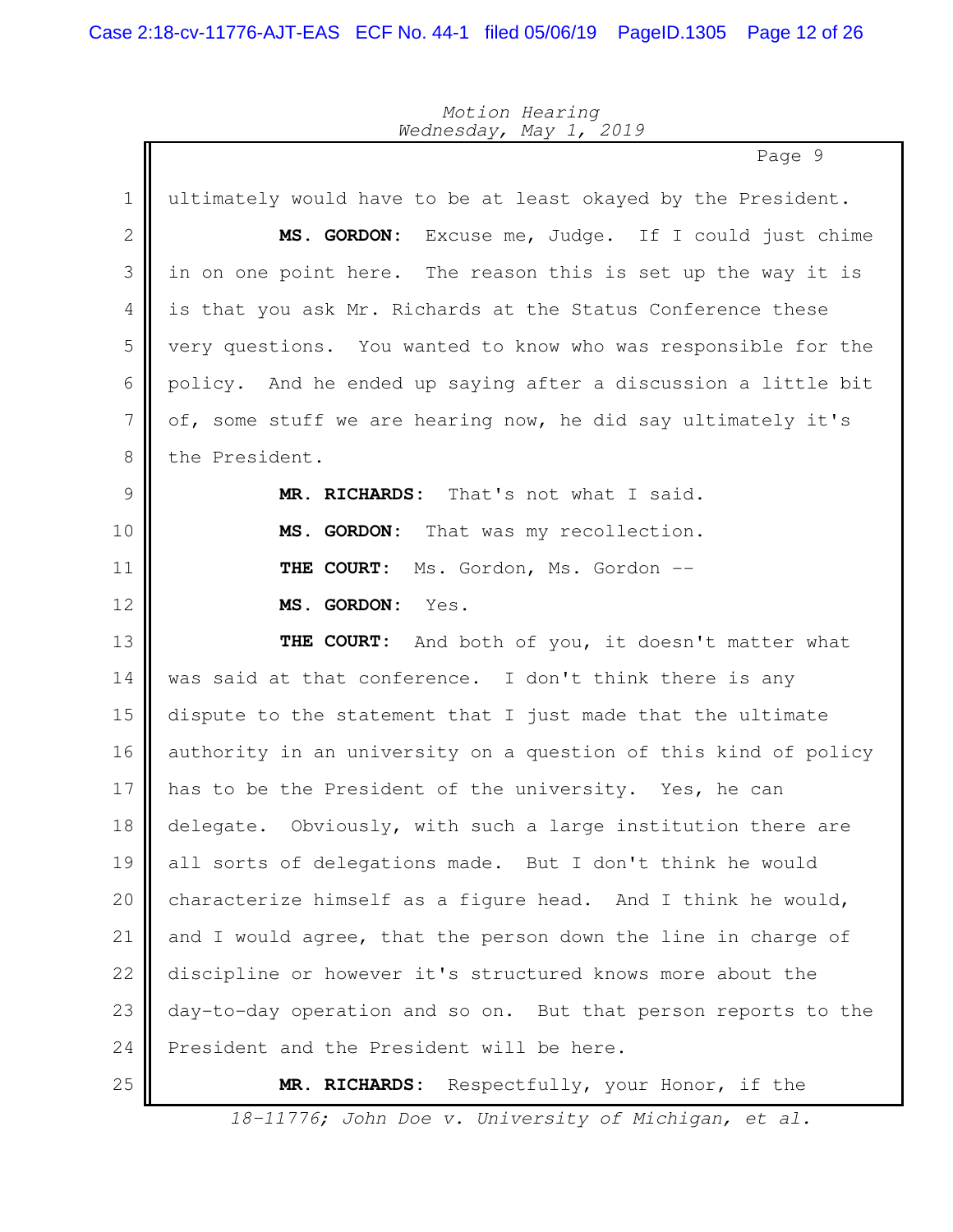ultimately would have to be at least okayed by the President.

**MS. GORDON:** Excuse me, Judge. If I could just chime in on one point here. The reason this is set up the way it is is that you ask Mr. Richards at the Status Conference these very questions. You wanted to know who was responsible for the policy. And he ended up saying after a discussion a little bit of, some stuff we are hearing now, he did say ultimately it's the President.

**MR. RICHARDS:** That's not what I said.

**MS. GORDON:** That was my recollection.

**THE COURT:** Ms. Gordon, Ms. Gordon --

**MS. GORDON:** Yes.

**THE COURT:** And both of you, it doesn't matter what was said at that conference. I don't think there is any dispute to the statement that I just made that the ultimate authority in an university on a question of this kind of policy has to be the President of the university. Yes, he can delegate. Obviously, with such a large institution there are all sorts of delegations made. But I don't think he would characterize himself as a figure head. And I think he would, and I would agree, that the person down the line in charge of discipline or however it's structured knows more about the day-to-day operation and so on. But that person reports to the President and the President will be here.

**MR. RICHARDS:** Respectfully, your Honor, if the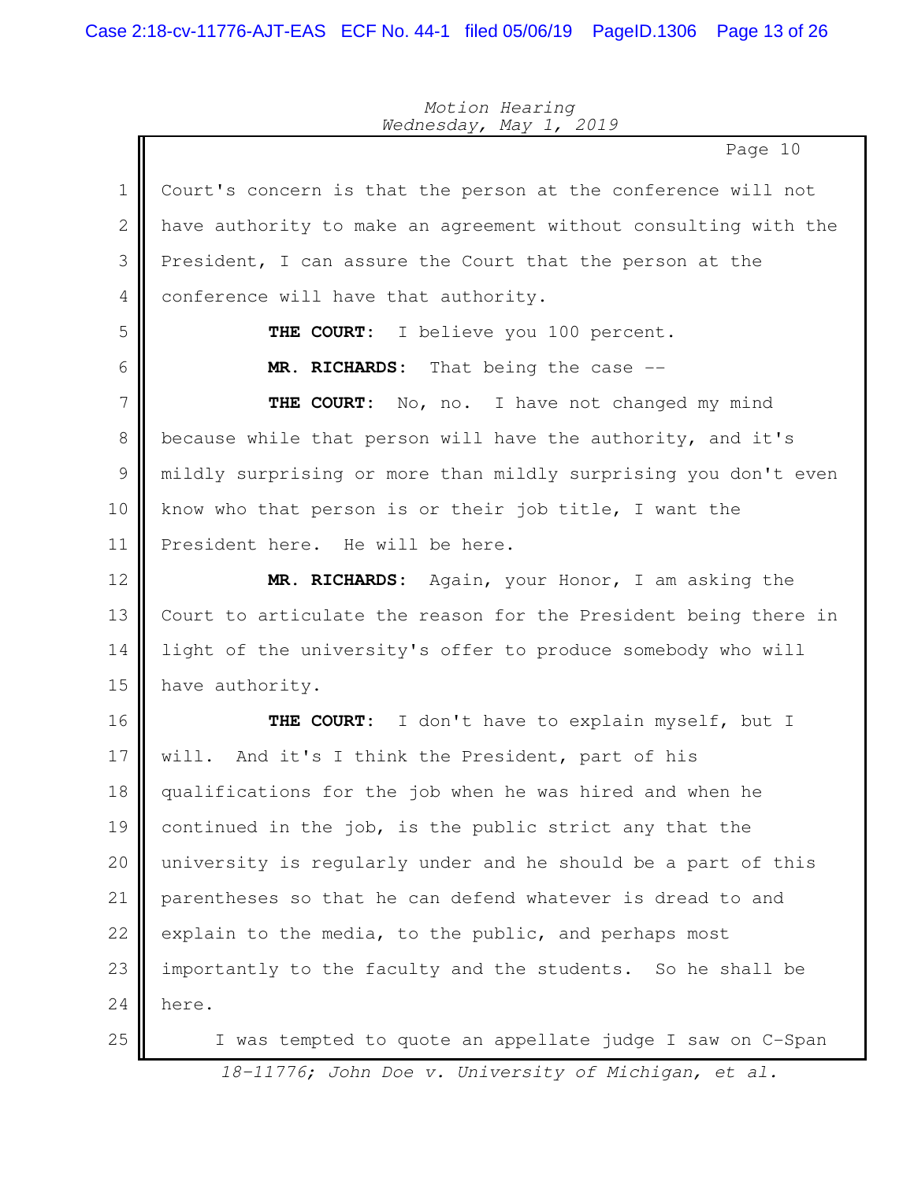Court's concern is that the person at the conference will not have authority to make an agreement without consulting with the President, I can assure the Court that the person at the conference will have that authority.

**THE COURT:** I believe you 100 percent.

**MR. RICHARDS:** That being the case --

**THE COURT:** No, no. I have not changed my mind because while that person will have the authority, and it's mildly surprising or more than mildly surprising you don't even know who that person is or their job title, I want the President here. He will be here.

**MR. RICHARDS:** Again, your Honor, I am asking the Court to articulate the reason for the President being there in light of the university's offer to produce somebody who will have authority.

**THE COURT:** I don't have to explain myself, but I will. And it's I think the President, part of his qualifications for the job when he was hired and when he continued in the job, is the public strict any that the university is regularly under and he should be a part of this parentheses so that he can defend whatever is dread to and explain to the media, to the public, and perhaps most importantly to the faculty and the students. So he shall be here.

I was tempted to quote an appellate judge I saw on C-Span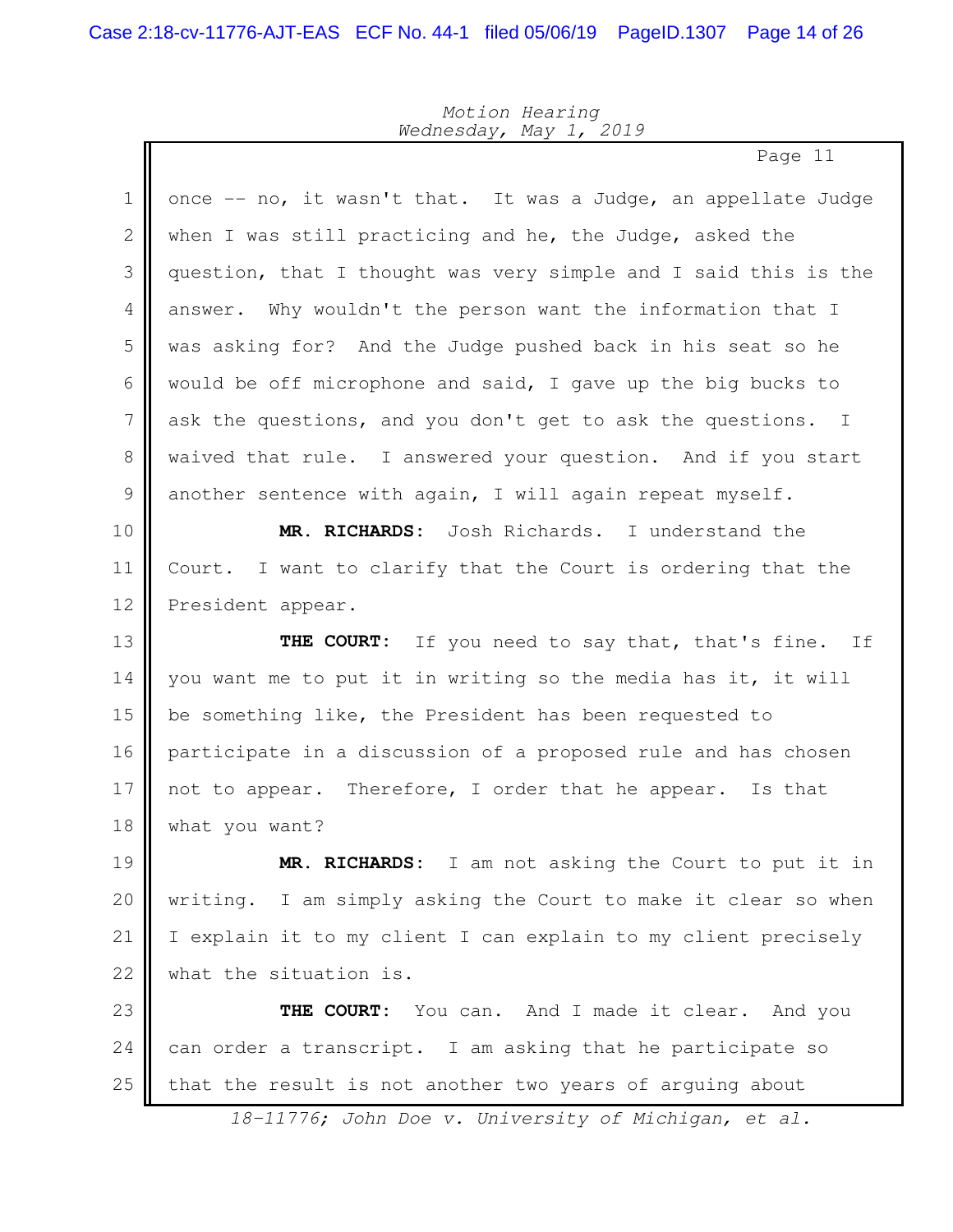once -- no, it wasn't that. It was a Judge, an appellate Judge when I was still practicing and he, the Judge, asked the question, that I thought was very simple and I said this is the answer. Why wouldn't the person want the information that I was asking for? And the Judge pushed back in his seat so he would be off microphone and said, I gave up the big bucks to ask the questions, and you don't get to ask the questions. I waived that rule. I answered your question. And if you start another sentence with again, I will again repeat myself.

**MR. RICHARDS:** Josh Richards. I understand the Court. I want to clarify that the Court is ordering that the President appear.

**THE COURT:** If you need to say that, that's fine. If you want me to put it in writing so the media has it, it will be something like, the President has been requested to participate in a discussion of a proposed rule and has chosen not to appear. Therefore, I order that he appear. Is that what you want?

**MR. RICHARDS:** I am not asking the Court to put it in writing. I am simply asking the Court to make it clear so when I explain it to my client I can explain to my client precisely what the situation is.

**THE COURT:** You can. And I made it clear. And you can order a transcript. I am asking that he participate so that the result is not another two years of arguing about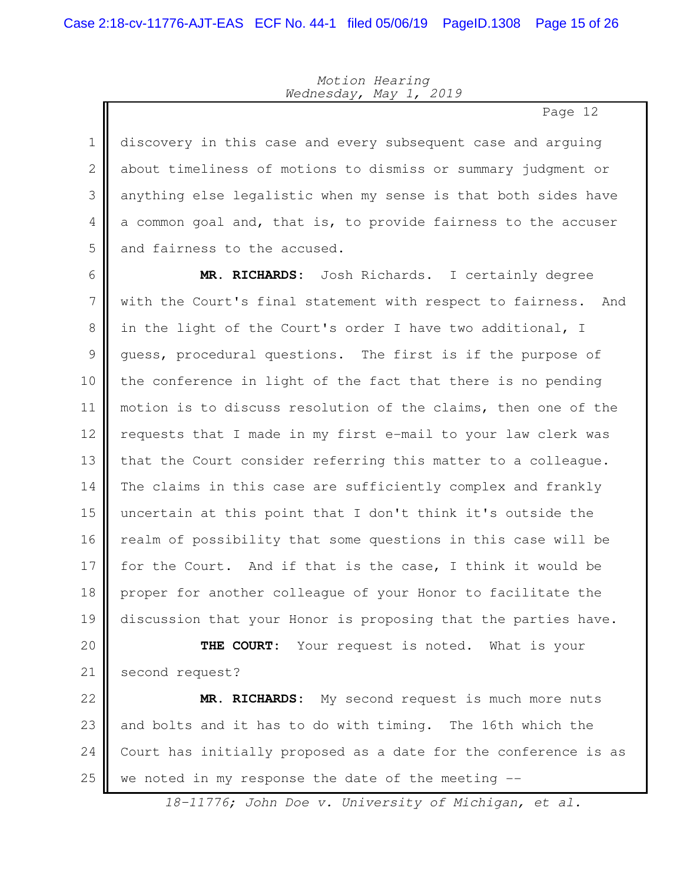discovery in this case and every subsequent case and arguing about timeliness of motions to dismiss or summary judgment or anything else legalistic when my sense is that both sides have a common goal and, that is, to provide fairness to the accuser and fairness to the accused.

**MR. RICHARDS:** Josh Richards. I certainly degree with the Court's final statement with respect to fairness. And in the light of the Court's order I have two additional, I guess, procedural questions. The first is if the purpose of the conference in light of the fact that there is no pending motion is to discuss resolution of the claims, then one of the requests that I made in my first e-mail to your law clerk was that the Court consider referring this matter to a colleague. The claims in this case are sufficiently complex and frankly uncertain at this point that I don't think it's outside the realm of possibility that some questions in this case will be for the Court. And if that is the case, I think it would be proper for another colleague of your Honor to facilitate the discussion that your Honor is proposing that the parties have.

**THE COURT:** Your request is noted. What is your second request?

**MR. RICHARDS:** My second request is much more nuts and bolts and it has to do with timing. The 16th which the Court has initially proposed as a date for the conference is as we noted in my response the date of the meeting --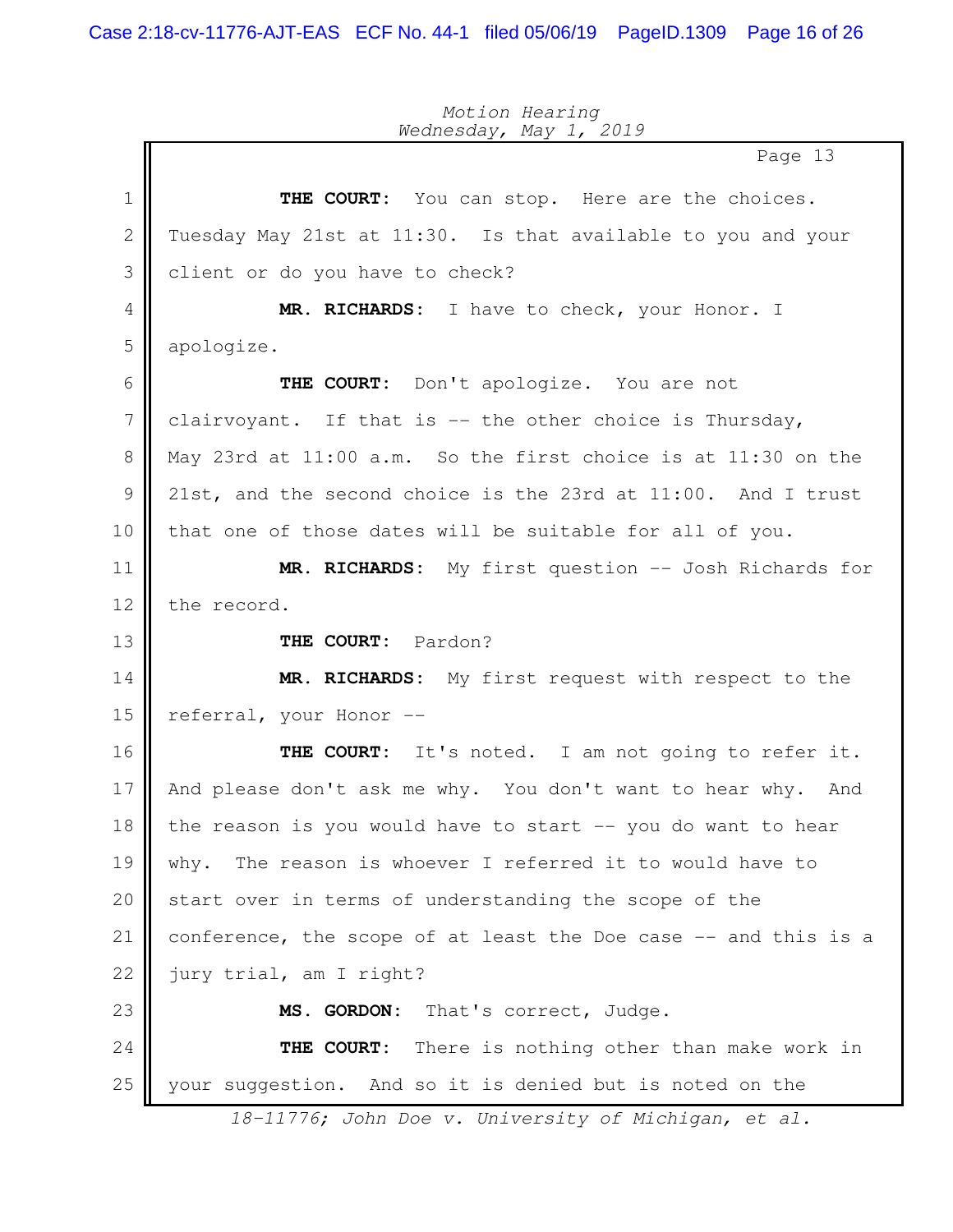**THE COURT:** You can stop. Here are the choices. Tuesday May 21st at 11:30. Is that available to you and your client or do you have to check?

**MR. RICHARDS:** I have to check, your Honor. I apologize.

**THE COURT:** Don't apologize. You are not clairvoyant. If that is -- the other choice is Thursday, May 23rd at 11:00 a.m. So the first choice is at 11:30 on the 21st, and the second choice is the 23rd at 11:00. And I trust that one of those dates will be suitable for all of you.

**MR. RICHARDS:** My first question -- Josh Richards for the record.

**THE COURT:** Pardon?

**MR. RICHARDS:** My first request with respect to the referral, your Honor --

**THE COURT:** It's noted. I am not going to refer it. And please don't ask me why. You don't want to hear why. And the reason is you would have to start -- you do want to hear why. The reason is whoever I referred it to would have to start over in terms of understanding the scope of the conference, the scope of at least the Doe case -- and this is a jury trial, am I right?

**MS. GORDON:** That's correct, Judge.

**THE COURT:** There is nothing other than make work in your suggestion. And so it is denied but is noted on the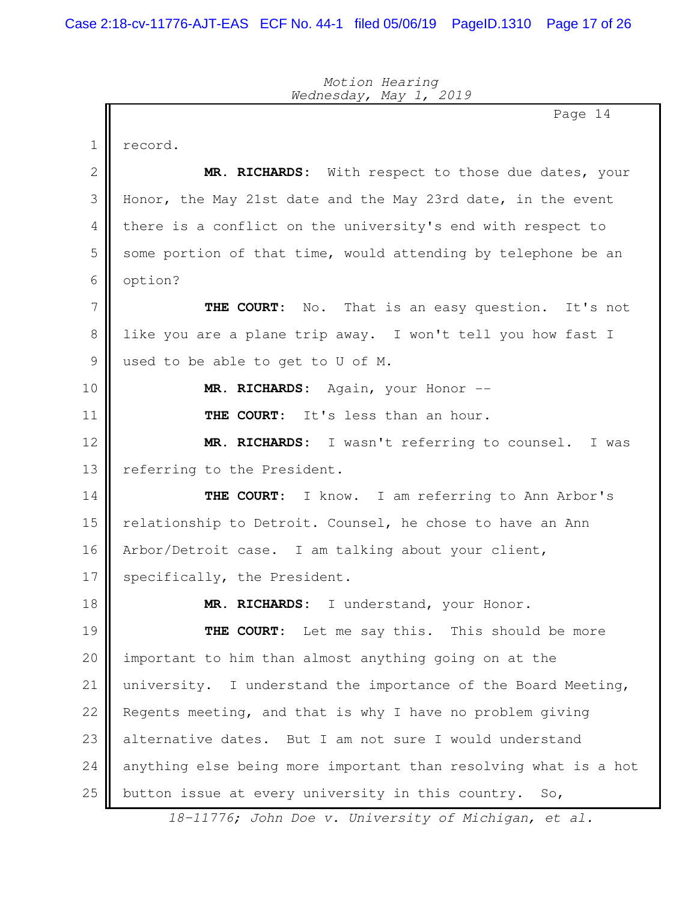record.

**MR. RICHARDS:** With respect to those due dates, your Honor, the May 21st date and the May 23rd date, in the event there is a conflict on the university's end with respect to some portion of that time, would attending by telephone be an option?

**THE COURT:** No. That is an easy question. It's not like you are a plane trip away. I won't tell you how fast I used to be able to get to U of M.

**MR. RICHARDS:** Again, your Honor --

**THE COURT:** It's less than an hour.

**MR. RICHARDS:** I wasn't referring to counsel. I was referring to the President.

**THE COURT:** I know. I am referring to Ann Arbor's relationship to Detroit. Counsel, he chose to have an Ann Arbor/Detroit case. I am talking about your client, specifically, the President.

**MR. RICHARDS:** I understand, your Honor.

**THE COURT:** Let me say this. This should be more important to him than almost anything going on at the university. I understand the importance of the Board Meeting, Regents meeting, and that is why I have no problem giving alternative dates. But I am not sure I would understand anything else being more important than resolving what is a hot button issue at every university in this country. So,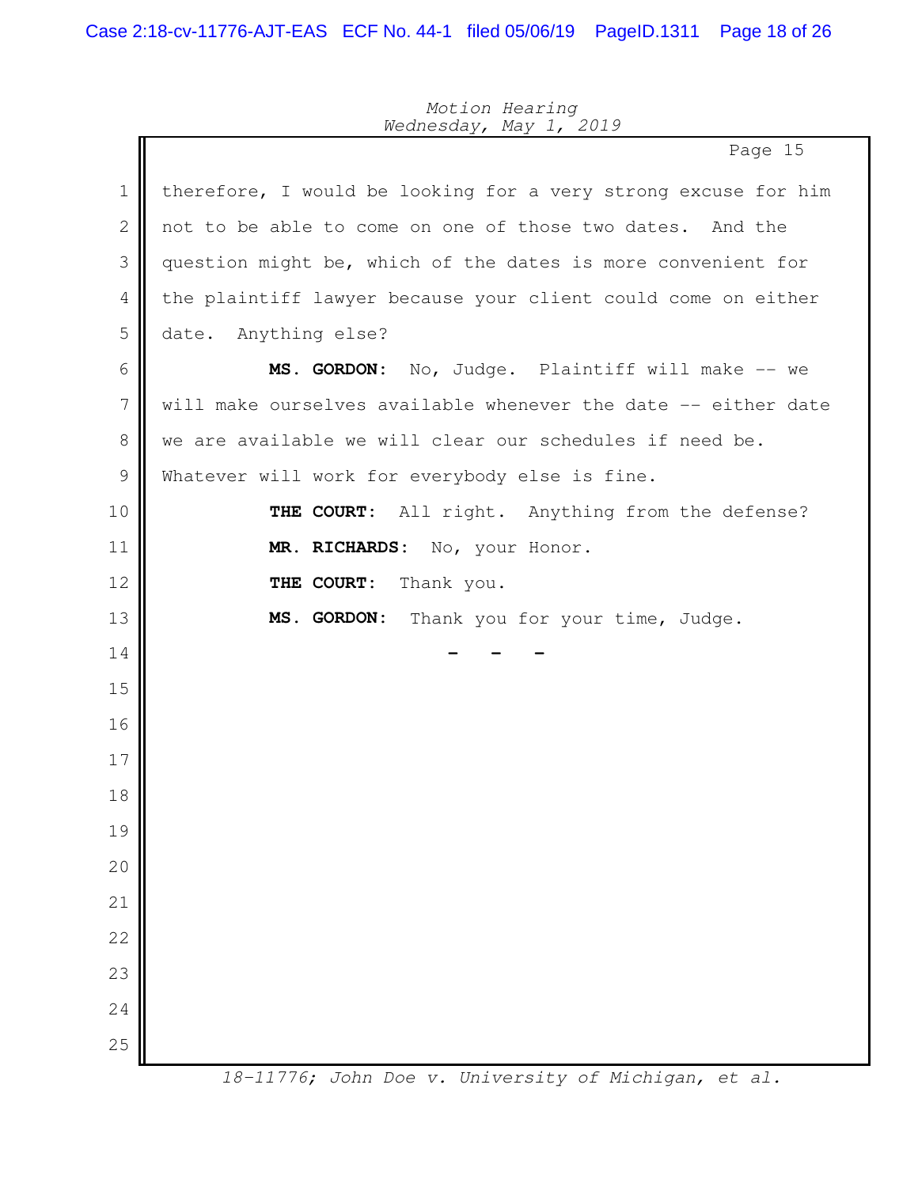therefore, I would be looking for a very strong excuse for him not to be able to come on one of those two dates. And the question might be, which of the dates is more convenient for the plaintiff lawyer because your client could come on either date. Anything else?

**MS. GORDON:** No, Judge. Plaintiff will make -- we will make ourselves available whenever the date -- either date we are available we will clear our schedules if need be. Whatever will work for everybody else is fine.

**THE COURT:** All right. Anything from the defense?

**MR. RICHARDS:** No, your Honor.

**THE COURT:** Thank you.

**MS. GORDON:** Thank you for your time, Judge.

- - -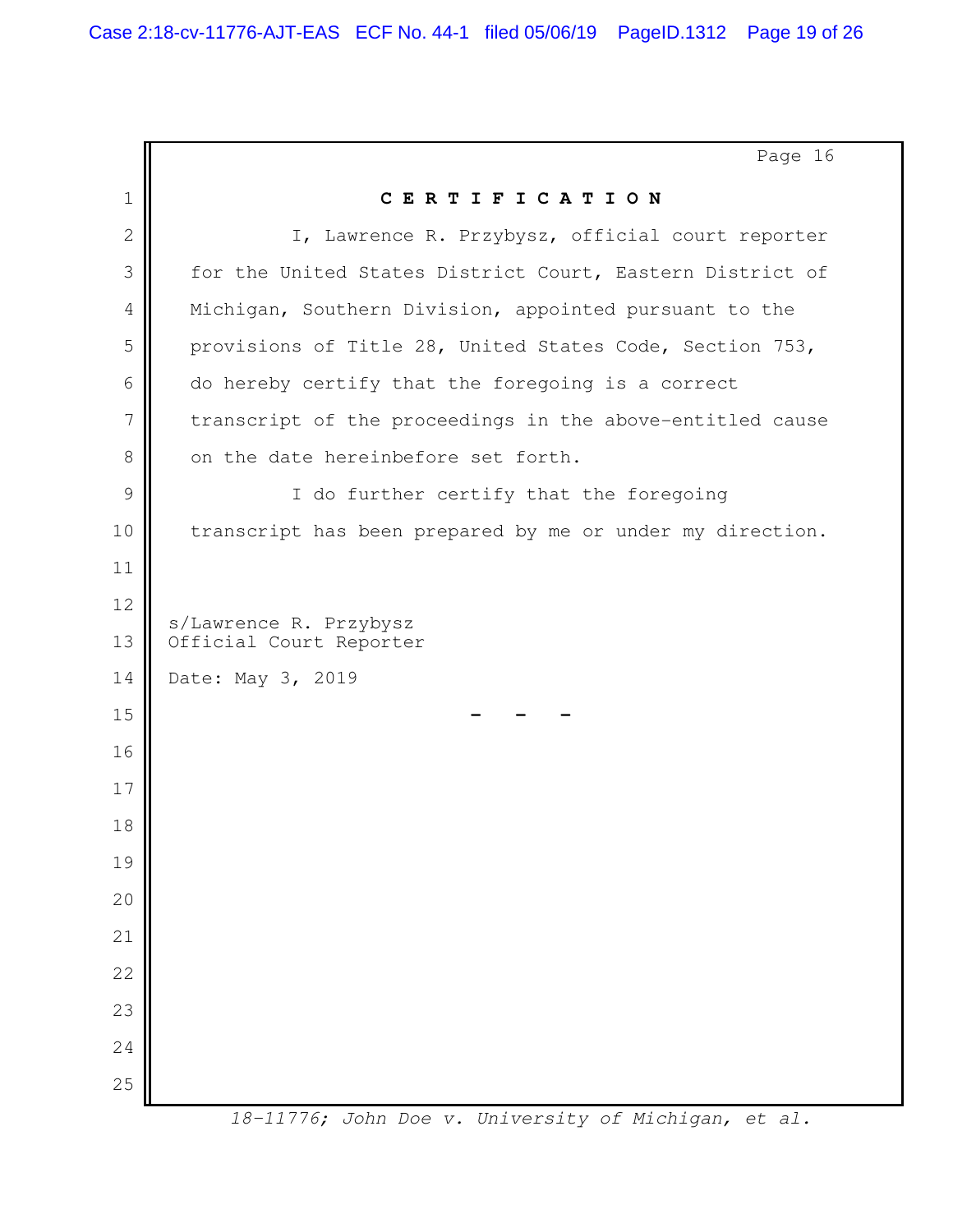# C E R T I F I C A T I O N

I, Lawrence R. Przybysz, official court reporter for the United States District Court, Eastern District of Michigan, Southern Division, appointed pursuant to the provisions of Title 28, United States Code, Section 753, do hereby certify that the foregoing is a correct transcript of the proceedings in the above-entitled cause on the date hereinbefore set forth.

I do further certify that the foregoing transcript has been prepared by me or under my direction.

s/Lawrence R. Przybysz
Official Court Reporter

Date: May 3, 2019

\- - -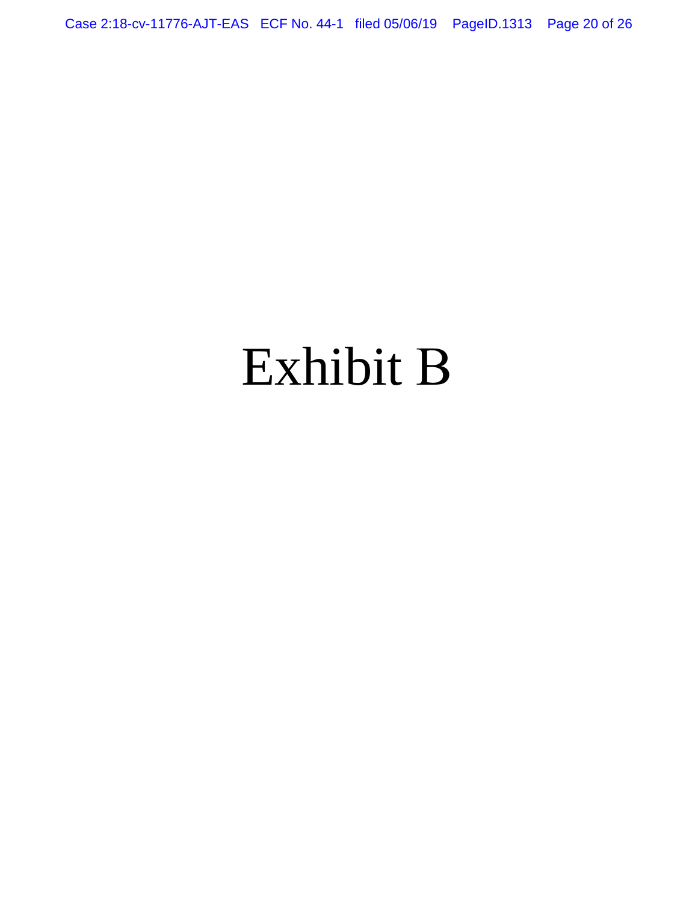# Exhibit B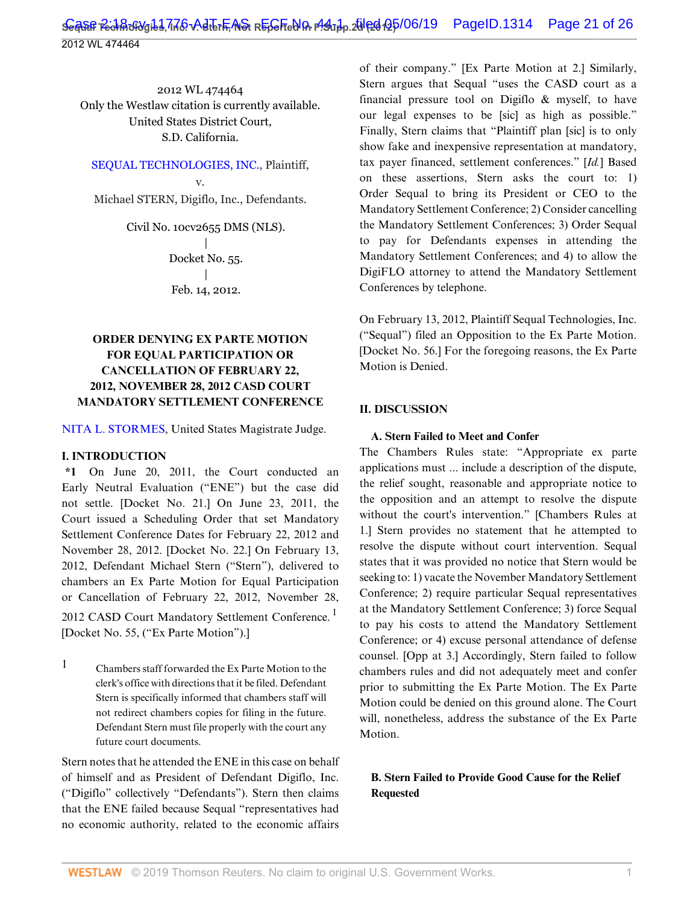2012 WL 474464
Only the Westlaw citation is currently available.
United States District Court,
S.D. California.

SEQUAL TECHNOLOGIES, INC., Plaintiff,
v.
Michael STERN, Digiflo, Inc., Defendants.

Civil No. 10cv2655 DMS (NLS).
|
Docket No. 55.
|
Feb. 14, 2012.

**ORDER DENYING EX PARTE MOTION FOR EQUAL PARTICIPATION OR CANCELLATION OF FEBRUARY 22, 2012, NOVEMBER 28, 2012 CASD COURT MANDATORY SETTLEMENT CONFERENCE**

NITA L. STORMES, United States Magistrate Judge.

## I. INTRODUCTION

**\*1** On June 20, 2011, the Court conducted an Early Neutral Evaluation ("ENE") but the case did not settle. [Docket No. 21.] On June 23, 2011, the Court issued a Scheduling Order that set Mandatory Settlement Conference Dates for February 22, 2012 and November 28, 2012. [Docket No. 22.] On February 13, 2012, Defendant Michael Stern ("Stern"), delivered to chambers an Ex Parte Motion for Equal Participation or Cancellation of February 22, 2012, November 28, 2012 CASD Court Mandatory Settlement Conference. [1] [Docket No. 55, ("Ex Parte Motion").]

1 Chambers staff forwarded the Ex Parte Motion to the clerk's office with directions that it be filed. Defendant Stern is specifically informed that chambers staff will not redirect chambers copies for filing in the future. Defendant Stern must file properly with the court any future court documents.

Stern notes that he attended the ENE in this case on behalf of himself and as President of Defendant Digiflo, Inc. ("Digiflo" collectively "Defendants"). Stern then claims that the ENE failed because Sequal "representatives had no economic authority, related to the economic affairs of their company." [Ex Parte Motion at 2.] Similarly, Stern argues that Sequal "uses the CASD court as a financial pressure tool on Digiflo & myself, to have our legal expenses to be [sic] as high as possible." Finally, Stern claims that "Plaintiff plan [sic] is to only show fake and inexpensive representation at mandatory, tax payer financed, settlement conferences." [*Id.*] Based on these assertions, Stern asks the court to: 1) Order Sequal to bring its President or CEO to the Mandatory Settlement Conference; 2) Consider cancelling the Mandatory Settlement Conferences; 3) Order Sequal to pay for Defendants expenses in attending the Mandatory Settlement Conferences; and 4) to allow the DigiFLO attorney to attend the Mandatory Settlement Conferences by telephone.

On February 13, 2012, Plaintiff Sequal Technologies, Inc. ("Sequal") filed an Opposition to the Ex Parte Motion. [Docket No. 56.] For the foregoing reasons, the Ex Parte Motion is Denied.

## II. DISCUSSION

### A. Stern Failed to Meet and Confer

The Chambers Rules state: "Appropriate ex parte applications must ... include a description of the dispute, the relief sought, reasonable and appropriate notice to the opposition and an attempt to resolve the dispute without the court's intervention." [Chambers Rules at 1.] Stern provides no statement that he attempted to resolve the dispute without court intervention. Sequal states that it was provided no notice that Stern would be seeking to: 1) vacate the November Mandatory Settlement Conference; 2) require particular Sequal representatives at the Mandatory Settlement Conference; 3) force Sequal to pay his costs to attend the Mandatory Settlement Conference; or 4) excuse personal attendance of defense counsel. [Opp at 3.] Accordingly, Stern failed to follow chambers rules and did not adequately meet and confer prior to submitting the Ex Parte Motion. The Ex Parte Motion could be denied on this ground alone. The Court will, nonetheless, address the substance of the Ex Parte Motion.

### B. Stern Failed to Provide Good Cause for the Relief Requested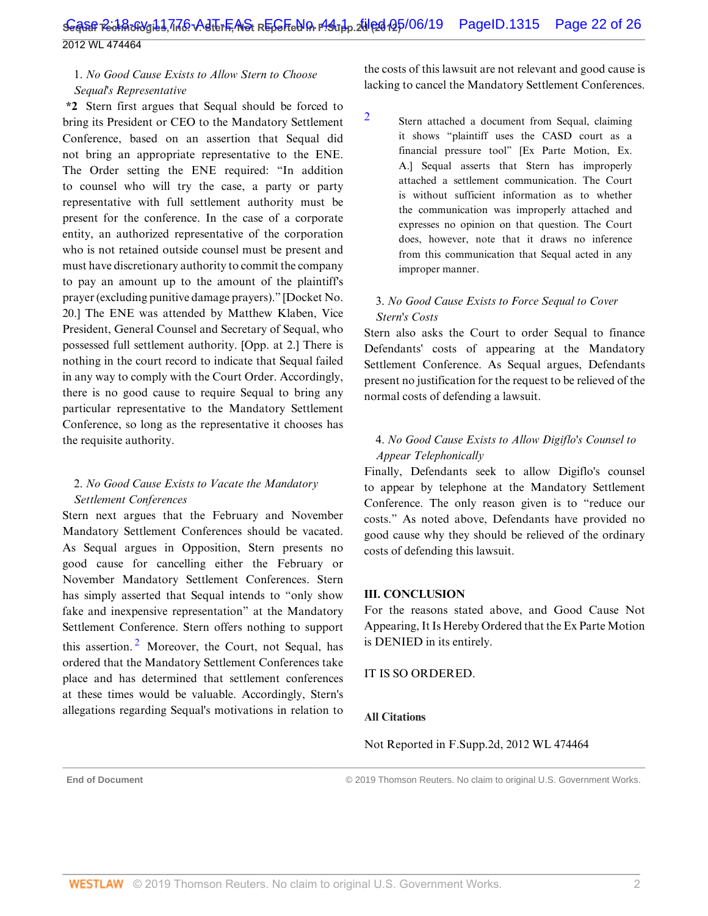1. *No Good Cause Exists to Allow Stern to Choose Sequal's Representative*

**\*2** Stern first argues that Sequal should be forced to bring its President or CEO to the Mandatory Settlement Conference, based on an assertion that Sequal did not bring an appropriate representative to the ENE. The Order setting the ENE required: "In addition to counsel who will try the case, a party or party representative with full settlement authority must be present for the conference. In the case of a corporate entity, an authorized representative of the corporation who is not retained outside counsel must be present and must have discretionary authority to commit the company to pay an amount up to the amount of the plaintiff's prayer (excluding punitive damage prayers)." [Docket No. 20.] The ENE was attended by Matthew Klaben, Vice President, General Counsel and Secretary of Sequal, who possessed full settlement authority. [Opp. at 2.] There is nothing in the court record to indicate that Sequal failed in any way to comply with the Court Order. Accordingly, there is no good cause to require Sequal to bring any particular representative to the Mandatory Settlement Conference, so long as the representative it chooses has the requisite authority.

2. *No Good Cause Exists to Vacate the Mandatory Settlement Conferences*

Stern next argues that the February and November Mandatory Settlement Conferences should be vacated. As Sequal argues in Opposition, Stern presents no good cause for cancelling either the February or November Mandatory Settlement Conferences. Stern has simply asserted that Sequal intends to "only show fake and inexpensive representation" at the Mandatory Settlement Conference. Stern offers nothing to support this assertion.[2] Moreover, the Court, not Sequal, has ordered that the Mandatory Settlement Conferences take place and has determined that settlement conferences at these times would be valuable. Accordingly, Stern's allegations regarding Sequal's motivations in relation to the costs of this lawsuit are not relevant and good cause is lacking to cancel the Mandatory Settlement Conferences.

2 Stern attached a document from Sequal, claiming it shows "plaintiff uses the CASD court as a financial pressure tool" [Ex Parte Motion, Ex. A.] Sequal asserts that Stern has improperly attached a settlement communication. The Court is without sufficient information as to whether the communication was improperly attached and expresses no opinion on that question. The Court does, however, note that it draws no inference from this communication that Sequal acted in any improper manner.

3. *No Good Cause Exists to Force Sequal to Cover Stern's Costs*

Stern also asks the Court to order Sequal to finance Defendants' costs of appearing at the Mandatory Settlement Conference. As Sequal argues, Defendants present no justification for the request to be relieved of the normal costs of defending a lawsuit.

4. *No Good Cause Exists to Allow Digiflo's Counsel to Appear Telephonically*

Finally, Defendants seek to allow Digiflo's counsel to appear by telephone at the Mandatory Settlement Conference. The only reason given is to "reduce our costs." As noted above, Defendants have provided no good cause why they should be relieved of the ordinary costs of defending this lawsuit.

## III. CONCLUSION

For the reasons stated above, and Good Cause Not Appearing, It Is Hereby Ordered that the Ex Parte Motion is DENIED in its entirely.

IT IS SO ORDERED.

### All Citations

Not Reported in F.Supp.2d, 2012 WL 474464

**End of Document** © 2019 Thomson Reuters. No claim to original U.S. Government Works.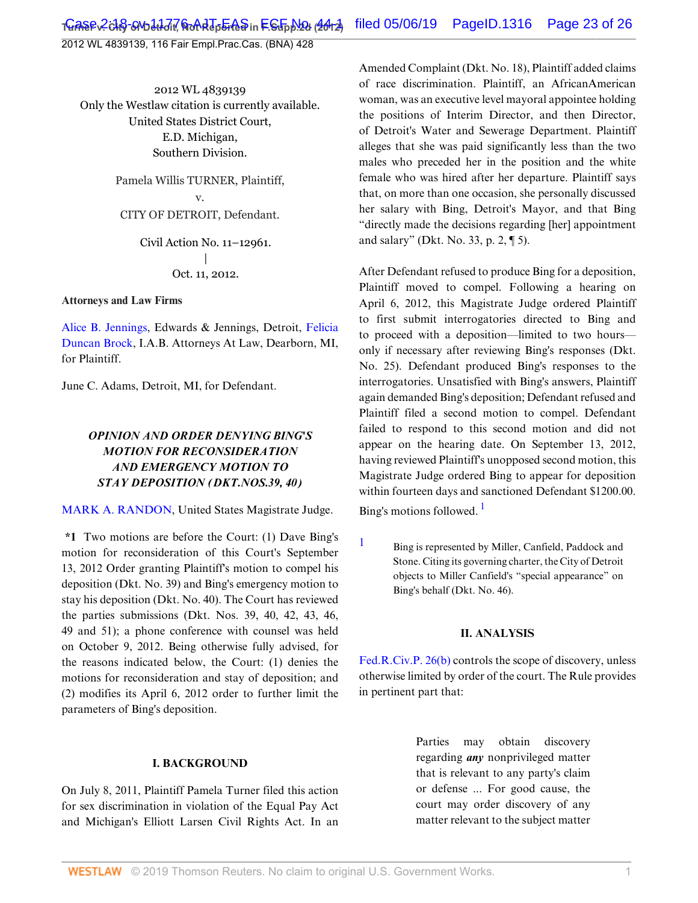2012 WL 4839139

Only the Westlaw citation is currently available.

United States District Court,

E.D. Michigan,

Southern Division.

Pamela Willis TURNER, Plaintiff,

v.

CITY OF DETROIT, Defendant.

Civil Action No. 11–12961.

|

Oct. 11, 2012.

**Attorneys and Law Firms**

Alice B. Jennings, Edwards & Jennings, Detroit, Felicia Duncan Brock, I.A.B. Attorneys At Law, Dearborn, MI, for Plaintiff.

June C. Adams, Detroit, MI, for Defendant.

***OPINION AND ORDER DENYING BING'S MOTION FOR RECONSIDERATION AND EMERGENCY MOTION TO STAY DEPOSITION (DKT.NOS.39, 40)***

MARK A. RANDON, United States Magistrate Judge.

**\*1** Two motions are before the Court: (1) Dave Bing's motion for reconsideration of this Court's September 13, 2012 Order granting Plaintiff's motion to compel his deposition (Dkt. No. 39) and Bing's emergency motion to stay his deposition (Dkt. No. 40). The Court has reviewed the parties submissions (Dkt. Nos. 39, 40, 42, 43, 46, 49 and 51); a phone conference with counsel was held on October 9, 2012. Being otherwise fully advised, for the reasons indicated below, the Court: (1) denies the motions for reconsideration and stay of deposition; and (2) modifies its April 6, 2012 order to further limit the parameters of Bing's deposition.

## I. BACKGROUND

On July 8, 2011, Plaintiff Pamela Turner filed this action for sex discrimination in violation of the Equal Pay Act and Michigan's Elliott Larsen Civil Rights Act. In an Amended Complaint (Dkt. No. 18), Plaintiff added claims of race discrimination. Plaintiff, an AfricanAmerican woman, was an executive level mayoral appointee holding the positions of Interim Director, and then Director, of Detroit's Water and Sewerage Department. Plaintiff alleges that she was paid significantly less than the two males who preceded her in the position and the white female who was hired after her departure. Plaintiff says that, on more than one occasion, she personally discussed her salary with Bing, Detroit's Mayor, and that Bing "directly made the decisions regarding [her] appointment and salary" (Dkt. No. 33, p. 2, ¶ 5).

After Defendant refused to produce Bing for a deposition, Plaintiff moved to compel. Following a hearing on April 6, 2012, this Magistrate Judge ordered Plaintiff to first submit interrogatories directed to Bing and to proceed with a deposition—limited to two hours—only if necessary after reviewing Bing's responses (Dkt. No. 25). Defendant produced Bing's responses to the interrogatories. Unsatisfied with Bing's answers, Plaintiff again demanded Bing's deposition; Defendant refused and Plaintiff filed a second motion to compel. Defendant failed to respond to this second motion and did not appear on the hearing date. On September 13, 2012, having reviewed Plaintiff's unopposed second motion, this Magistrate Judge ordered Bing to appear for deposition within fourteen days and sanctioned Defendant $1200.00. Bing's motions followed. [1]

[1] Bing is represented by Miller, Canfield, Paddock and Stone. Citing its governing charter, the City of Detroit objects to Miller Canfield's "special appearance" on Bing's behalf (Dkt. No. 46).

## II. ANALYSIS

Fed.R.Civ.P. 26(b) controls the scope of discovery, unless otherwise limited by order of the court. The Rule provides in pertinent part that:

> Parties may obtain discovery regarding ***any*** nonprivileged matter that is relevant to any party's claim or defense ... For good cause, the court may order discovery of any matter relevant to the subject matter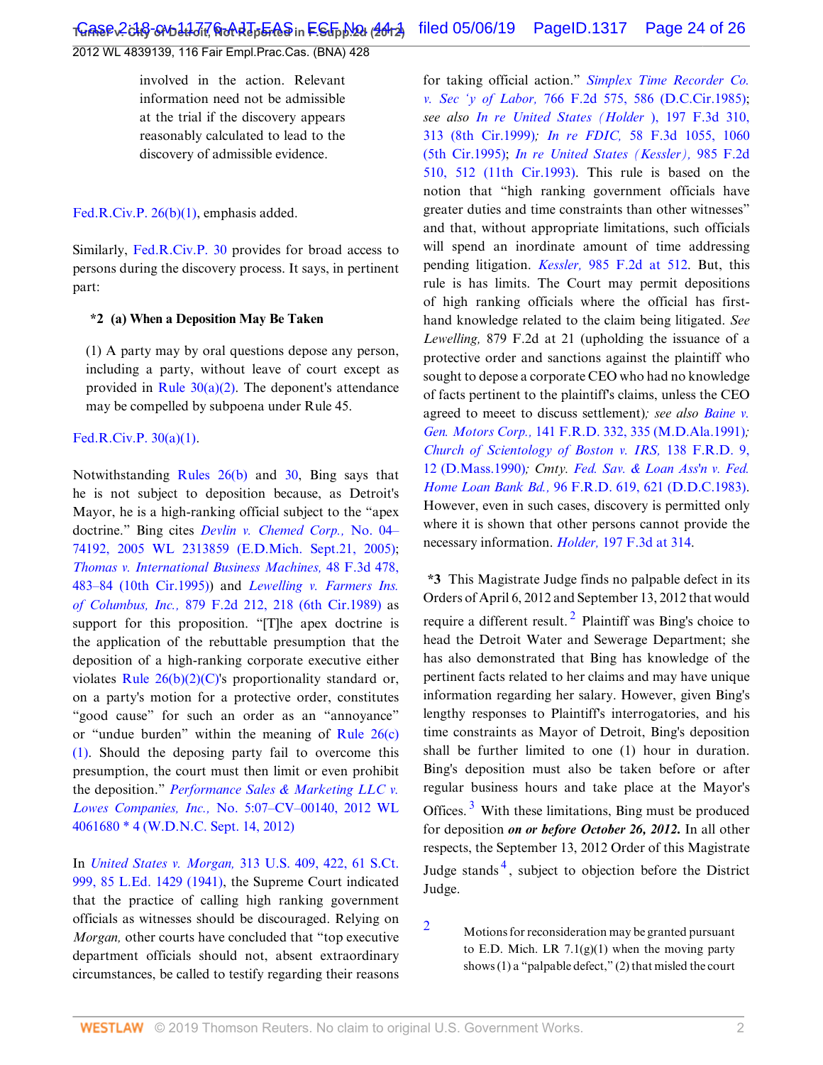involved in the action. Relevant information need not be admissible at the trial if the discovery appears reasonably calculated to lead to the discovery of admissible evidence.

Fed.R.Civ.P. 26(b)(1), emphasis added.

Similarly, Fed.R.Civ.P. 30 provides for broad access to persons during the discovery process. It says, in pertinent part:

**\*2 (a) When a Deposition May Be Taken**

(1) A party may by oral questions depose any person, including a party, without leave of court except as provided in Rule 30(a)(2). The deponent's attendance may be compelled by subpoena under Rule 45.

Fed.R.Civ.P. 30(a)(1).

Notwithstanding Rules 26(b) and 30, Bing says that he is not subject to deposition because, as Detroit's Mayor, he is a high-ranking official subject to the "apex doctrine." Bing cites *Devlin v. Chemed Corp.,* No. 04–74192, 2005 WL 2313859 (E.D.Mich. Sept.21, 2005); *Thomas v. International Business Machines,* 48 F.3d 478, 483–84 (10th Cir.1995)) and *Lewelling v. Farmers Ins. of Columbus, Inc.,* 879 F.2d 212, 218 (6th Cir.1989) as support for this proposition. "[T]he apex doctrine is the application of the rebuttable presumption that the deposition of a high-ranking corporate executive either violates Rule 26(b)(2)(C)'s proportionality standard or, on a party's motion for a protective order, constitutes "good cause" for such an order as an "annoyance" or "undue burden" within the meaning of Rule 26(c)(1). Should the deposing party fail to overcome this presumption, the court must then limit or even prohibit the deposition." *Performance Sales & Marketing LLC v. Lowes Companies, Inc.,* No. 5:07–CV–00140, 2012 WL 4061680 \* 4 (W.D.N.C. Sept. 14, 2012)

In *United States v. Morgan,* 313 U.S. 409, 422, 61 S.Ct. 999, 85 L.Ed. 1429 (1941), the Supreme Court indicated that the practice of calling high ranking government officials as witnesses should be discouraged. Relying on *Morgan,* other courts have concluded that "top executive department officials should not, absent extraordinary circumstances, be called to testify regarding their reasons for taking official action." *Simplex Time Recorder Co. v. Sec 'y of Labor,* 766 F.2d 575, 586 (D.C.Cir.1985); *see also In re United States (Holder ),* 197 F.3d 310, 313 (8th Cir.1999)*; In re FDIC,* 58 F.3d 1055, 1060 (5th Cir.1995); *In re United States (Kessler),* 985 F.2d 510, 512 (11th Cir.1993). This rule is based on the notion that "high ranking government officials have greater duties and time constraints than other witnesses" and that, without appropriate limitations, such officials will spend an inordinate amount of time addressing pending litigation. *Kessler,* 985 F.2d at 512. But, this rule is has limits. The Court may permit depositions of high ranking officials where the official has first-hand knowledge related to the claim being litigated. *See Lewelling,* 879 F.2d at 21 (upholding the issuance of a protective order and sanctions against the plaintiff who sought to depose a corporate CEO who had no knowledge of facts pertinent to the plaintiff's claims, unless the CEO agreed to meeet to discuss settlement)*; see also Baine v. Gen. Motors Corp.,* 141 F.R.D. 332, 335 (M.D.Ala.1991)*; Church of Scientology of Boston v. IRS,* 138 F.R.D. 9, 12 (D.Mass.1990)*; Cmty. Fed. Sav. & Loan Ass'n v. Fed. Home Loan Bank Bd.,* 96 F.R.D. 619, 621 (D.D.C.1983). However, even in such cases, discovery is permitted only where it is shown that other persons cannot provide the necessary information. *Holder,* 197 F.3d at 314.

**\*3** This Magistrate Judge finds no palpable defect in its Orders of April 6, 2012 and September 13, 2012 that would require a different result. [2] Plaintiff was Bing's choice to head the Detroit Water and Sewerage Department; she has also demonstrated that Bing has knowledge of the pertinent facts related to her claims and may have unique information regarding her salary. However, given Bing's lengthy responses to Plaintiff's interrogatories, and his time constraints as Mayor of Detroit, Bing's deposition shall be further limited to one (1) hour in duration. Bing's deposition must also be taken before or after regular business hours and take place at the Mayor's Offices. [3] With these limitations, Bing must be produced for deposition ***on or before October 26, 2012.*** In all other respects, the September 13, 2012 Order of this Magistrate Judge stands [4], subject to objection before the District Judge.

[2] Motions for reconsideration may be granted pursuant to E.D. Mich. LR 7.1(g)(1) when the moving party shows (1) a "palpable defect," (2) that misled the court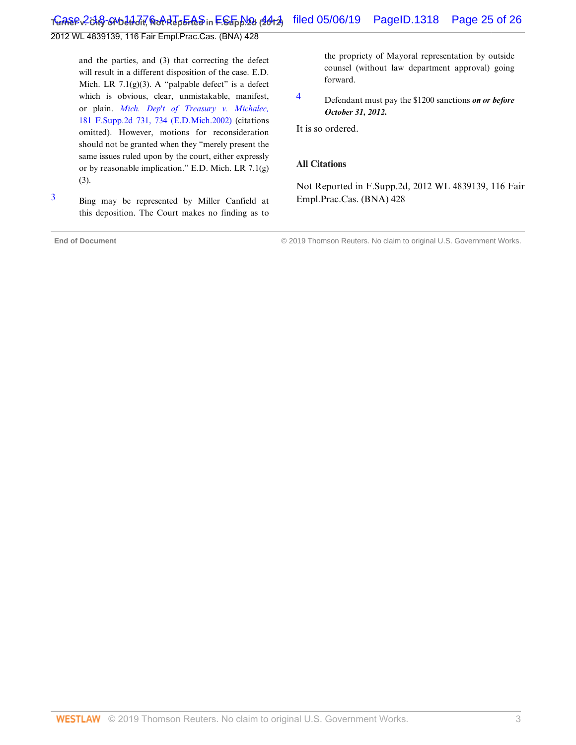and the parties, and (3) that correcting the defect will result in a different disposition of the case. E.D. Mich. LR 7.1(g)(3). A "palpable defect" is a defect which is obvious, clear, unmistakable, manifest, or plain. *Mich. Dep't of Treasury v. Michalec,* 181 F.Supp.2d 731, 734 (E.D.Mich.2002) (citations omitted). However, motions for reconsideration should not be granted when they "merely present the same issues ruled upon by the court, either expressly or by reasonable implication." E.D. Mich. LR 7.1(g)(3).

3 Bing may be represented by Miller Canfield at this deposition. The Court makes no finding as to the propriety of Mayoral representation by outside counsel (without law department approval) going forward.

4 Defendant must pay the $1200 sanctions ***on or before October 31, 2012.***

It is so ordered.

## All Citations

Not Reported in F.Supp.2d, 2012 WL 4839139, 116 Fair Empl.Prac.Cas. (BNA) 428

End of Document © 2019 Thomson Reuters. No claim to original U.S. Government Works.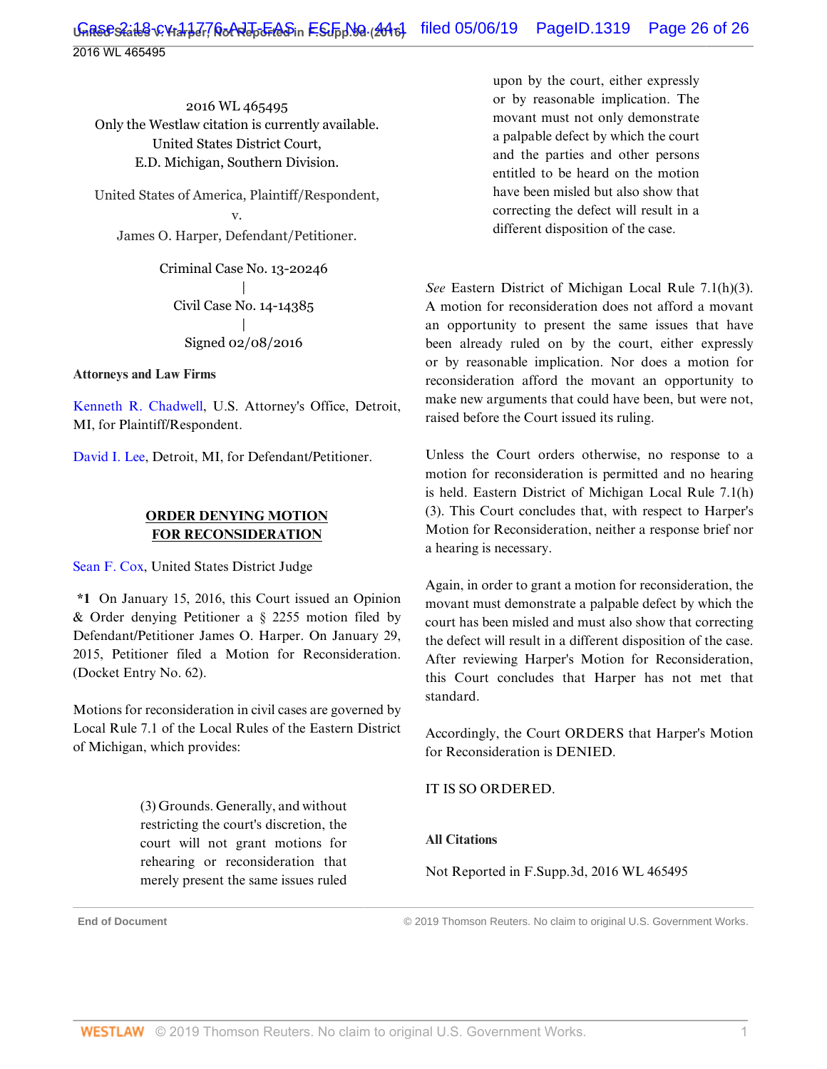2016 WL 465495

Only the Westlaw citation is currently available.

United States District Court,

E.D. Michigan, Southern Division.

United States of America, Plaintiff/Respondent,

v.

James O. Harper, Defendant/Petitioner.

Criminal Case No. 13-20246

|

Civil Case No. 14-14385

|

Signed 02/08/2016

**Attorneys and Law Firms**

Kenneth R. Chadwell, U.S. Attorney's Office, Detroit, MI, for Plaintiff/Respondent.

David I. Lee, Detroit, MI, for Defendant/Petitioner.

**ORDER DENYING MOTION FOR RECONSIDERATION**

Sean F. Cox, United States District Judge

**\*1** On January 15, 2016, this Court issued an Opinion & Order denying Petitioner a § 2255 motion filed by Defendant/Petitioner James O. Harper. On January 29, 2015, Petitioner filed a Motion for Reconsideration. (Docket Entry No. 62).

Motions for reconsideration in civil cases are governed by Local Rule 7.1 of the Local Rules of the Eastern District of Michigan, which provides:

> (3) Grounds. Generally, and without restricting the court's discretion, the court will not grant motions for rehearing or reconsideration that merely present the same issues ruled upon by the court, either expressly or by reasonable implication. The movant must not only demonstrate a palpable defect by which the court and the parties and other persons entitled to be heard on the motion have been misled but also show that correcting the defect will result in a different disposition of the case.

*See* Eastern District of Michigan Local Rule 7.1(h)(3). A motion for reconsideration does not afford a movant an opportunity to present the same issues that have been already ruled on by the court, either expressly or by reasonable implication. Nor does a motion for reconsideration afford the movant an opportunity to make new arguments that could have been, but were not, raised before the Court issued its ruling.

Unless the Court orders otherwise, no response to a motion for reconsideration is permitted and no hearing is held. Eastern District of Michigan Local Rule 7.1(h)(3). This Court concludes that, with respect to Harper's Motion for Reconsideration, neither a response brief nor a hearing is necessary.

Again, in order to grant a motion for reconsideration, the movant must demonstrate a palpable defect by which the court has been misled and must also show that correcting the defect will result in a different disposition of the case. After reviewing Harper's Motion for Reconsideration, this Court concludes that Harper has not met that standard.

Accordingly, the Court ORDERS that Harper's Motion for Reconsideration is DENIED.

IT IS SO ORDERED.

**All Citations**

Not Reported in F.Supp.3d, 2016 WL 465495

End of Document